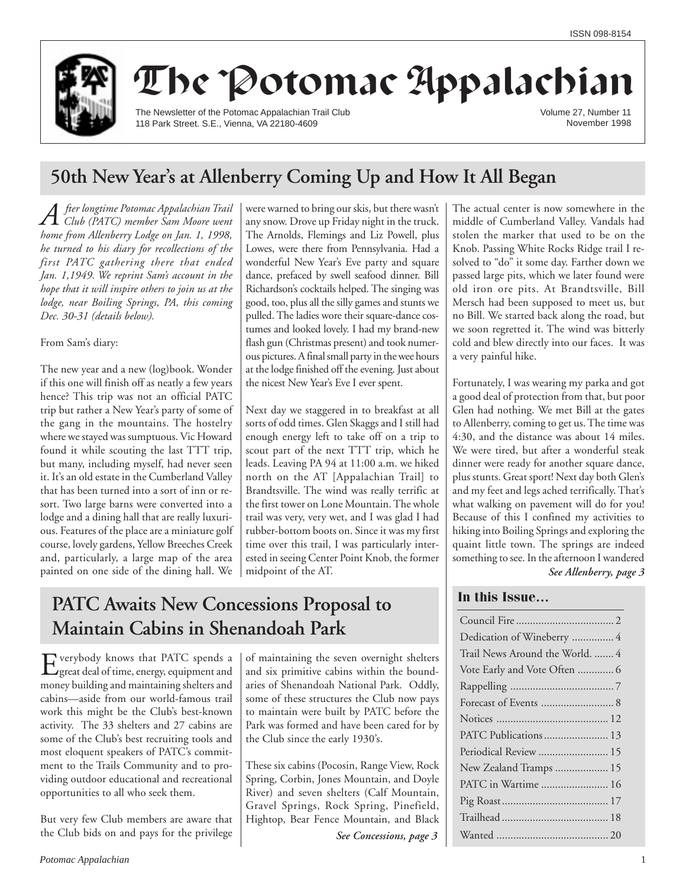ISSN 098-8154

# The Potomac Appalachian

The Newsletter of the Potomac Appalachian Trail Club
118 Park Street. S.E., Vienna, VA 22180-4609

Volume 27, Number 11
November 1998

## 50th New Year's at Allenberry Coming Up and How It All Began

*After longtime Potomac Appalachian Trail Club (PATC) member Sam Moore went home from Allenberry Lodge on Jan. 1, 1998, he turned to his diary for recollections of the first PATC gathering there that ended Jan. 1,1949. We reprint Sam's account in the hope that it will inspire others to join us at the lodge, near Boiling Springs, PA, this coming Dec. 30-31 (details below).*

From Sam's diary:

The new year and a new (log)book. Wonder if this one will finish off as neatly a few years hence? This trip was not an official PATC trip but rather a New Year's party of some of the gang in the mountains. The hostelry where we stayed was sumptuous. Vic Howard found it while scouting the last TTT trip, but many, including myself, had never seen it. It's an old estate in the Cumberland Valley that has been turned into a sort of inn or resort. Two large barns were converted into a lodge and a dining hall that are really luxurious. Features of the place are a miniature golf course, lovely gardens, Yellow Breeches Creek and, particularly, a large map of the area painted on one side of the dining hall. We were warned to bring our skis, but there wasn't any snow. Drove up Friday night in the truck. The Arnolds, Flemings and Liz Powell, plus Lowes, were there from Pennsylvania. Had a wonderful New Year's Eve party and square dance, prefaced by swell seafood dinner. Bill Richardson's cocktails helped. The singing was good, too, plus all the silly games and stunts we pulled. The ladies wore their square-dance costumes and looked lovely. I had my brand-new flash gun (Christmas present) and took numerous pictures. A final small party in the wee hours at the lodge finished off the evening. Just about the nicest New Year's Eve I ever spent.

Next day we staggered in to breakfast at all sorts of odd times. Glen Skaggs and I still had enough energy left to take off on a trip to scout part of the next TTT trip, which he leads. Leaving PA 94 at 11:00 a.m. we hiked north on the AT [Appalachian Trail] to Brandtsville. The wind was really terrific at the first tower on Lone Mountain. The whole trail was very, very wet, and I was glad I had rubber-bottom boots on. Since it was my first time over this trail, I was particularly interested in seeing Center Point Knob, the former midpoint of the AT. The actual center is now somewhere in the middle of Cumberland Valley. Vandals had stolen the marker that used to be on the Knob. Passing White Rocks Ridge trail I resolved to "do" it some day. Farther down we passed large pits, which we later found were old iron ore pits. At Brandtsville, Bill Mersch had been supposed to meet us, but no Bill. We started back along the road, but we soon regretted it. The wind was bitterly cold and blew directly into our faces. It was a very painful hike.

Fortunately, I was wearing my parka and got a good deal of protection from that, but poor Glen had nothing. We met Bill at the gates to Allenberry, coming to get us. The time was 4:30, and the distance was about 14 miles. We were tired, but after a wonderful steak dinner were ready for another square dance, plus stunts. Great sport! Next day both Glen's and my feet and legs ached terrifically. That's what walking on pavement will do for you! Because of this I confined my activities to hiking into Boiling Springs and exploring the quaint little town. The springs are indeed something to see. In the afternoon I wandered

*See Allenberry, page 3*

## PATC Awaits New Concessions Proposal to Maintain Cabins in Shenandoah Park

Everybody knows that PATC spends a great deal of time, energy, equipment and money building and maintaining shelters and cabins—aside from our world-famous trail work this might be the Club's best-known activity. The 33 shelters and 27 cabins are some of the Club's best recruiting tools and most eloquent speakers of PATC's commitment to the Trails Community and to providing outdoor educational and recreational opportunities to all who seek them.

But very few Club members are aware that the Club bids on and pays for the privilege of maintaining the seven overnight shelters and six primitive cabins within the boundaries of Shenandoah National Park. Oddly, some of these structures the Club now pays to maintain were built by PATC before the Park was formed and have been cared for by the Club since the early 1930's.

These six cabins (Pocosin, Range View, Rock Spring, Corbin, Jones Mountain, and Doyle River) and seven shelters (Calf Mountain, Gravel Springs, Rock Spring, Pinefield, Hightop, Bear Fence Mountain, and Black

*See Concessions, page 3*

### In this Issue...

- Council Fire ... 2
- Dedication of Wineberry ... 4
- Trail News Around the World. ... 4
- Vote Early and Vote Often ... 6
- Rappelling ... 7
- Forecast of Events ... 8
- Notices ... 12
- PATC Publications ... 13
- Periodical Review ... 15
- New Zealand Tramps ... 15
- PATC in Wartime ... 16
- Pig Roast ... 17
- Trailhead ... 18
- Wanted ... 20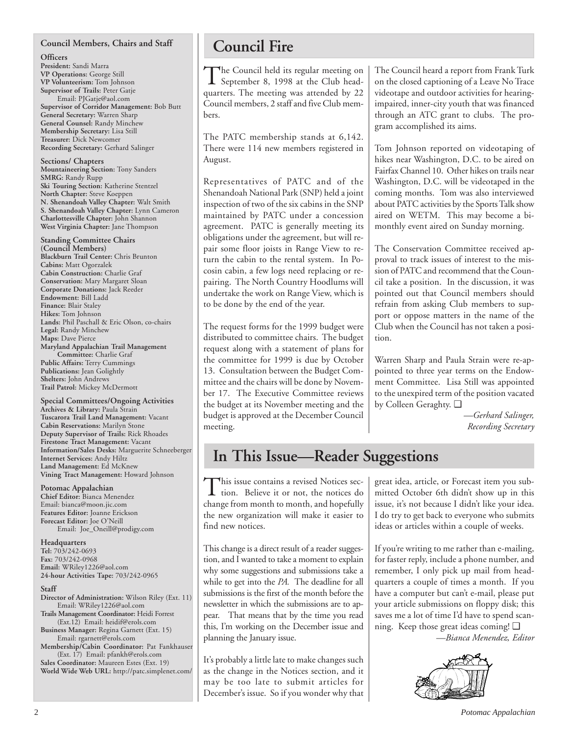## Council Members, Chairs and Staff

**Officers**
**President:** Sandi Marra
**VP Operations:** George Still
**VP Volunteerism:** Tom Johnson
**Supervisor of Trails:** Peter Gatje
Email: PJGatje@aol.com
**Supervisor of Corridor Management:** Bob Butt
**General Secretary:** Warren Sharp
**General Counsel:** Randy Minchew
**Membership Secretary:** Lisa Still
**Treasurer:** Dick Newcomer
**Recording Secretary:** Gerhard Salinger

**Sections/ Chapters**
**Mountaineering Section:** Tony Sanders
**SMRG:** Randy Rupp
**Ski Touring Section:** Katherine Stentzel
**North Chapter:** Steve Koeppen
**N. Shenandoah Valley Chapter:** Walt Smith
**S. Shenandoah Valley Chapter:** Lynn Cameron
**Charlottesville Chapter:** John Shannon
**West Virginia Chapter:** Jane Thompson

**Standing Committee Chairs (Council Members)**
**Blackburn Trail Center:** Chris Brunton
**Cabins:** Matt Ogorzalek
**Cabin Construction:** Charlie Graf
**Conservation:** Mary Margaret Sloan
**Corporate Donations:** Jack Reeder
**Endowment:** Bill Ladd
**Finance:** Blair Staley
**Hikes:** Tom Johnson
**Lands:** Phil Paschall & Eric Olson, co-chairs
**Legal:** Randy Minchew
**Maps:** Dave Pierce
**Maryland Appalachian Trail Management Committee:** Charlie Graf
**Public Affairs:** Terry Cummings
**Publications:** Jean Golightly
**Shelters:** John Andrews
**Trail Patrol:** Mickey McDermott

**Special Committees/Ongoing Activities**
**Archives & Library:** Paula Strain
**Tuscarora Trail Land Management:** Vacant
**Cabin Reservations:** Marilyn Stone
**Deputy Supervisor of Trails:** Rick Rhoades
**Firestone Tract Management:** Vacant
**Information/Sales Desks:** Marguerite Schneeberger
**Internet Services:** Andy Hiltz
**Land Management:** Ed McKnew
**Vining Tract Management:** Howard Johnson

**Potomac Appalachian**
**Chief Editor:** Bianca Menendez
Email: bianca@moon.jic.com
**Features Editor:** Joanne Erickson
**Forecast Editor:** Joe O'Neill
Email: Joe_Oneill@prodigy.com

**Headquarters**
**Tel:** 703/242-0693
**Fax:** 703/242-0968
**Email:** WRiley1226@aol.com
**24-hour Activities Tape:** 703/242-0965

**Staff**
**Director of Administration:** Wilson Riley (Ext. 11)
Email: WRiley1226@aol.com
**Trails Management Coordinator:** Heidi Forrest (Ext.12) Email: heidif@erols.com
**Business Manager:** Regina Garnett (Ext. 15)
Email: rgarnett@erols.com
**Membership/Cabin Coordinator:** Pat Fankhauser (Ext. 17) Email: pfankh@erols.com
**Sales Coordinator:** Maureen Estes (Ext. 19)
**World Wide Web URL:** http://patc.simplenet.com/

# Council Fire

The Council held its regular meeting on September 8, 1998 at the Club headquarters. The meeting was attended by 22 Council members, 2 staff and five Club members.

The PATC membership stands at 6,142. There were 114 new members registered in August.

Representatives of PATC and of the Shenandoah National Park (SNP) held a joint inspection of two of the six cabins in the SNP maintained by PATC under a concession agreement. PATC is generally meeting its obligations under the agreement, but will repair some floor joists in Range View to return the cabin to the rental system. In Pocosin cabin, a few logs need replacing or repairing. The North Country Hoodlums will undertake the work on Range View, which is to be done by the end of the year.

The request forms for the 1999 budget were distributed to committee chairs. The budget request along with a statement of plans for the committee for 1999 is due by October 13. Consultation between the Budget Committee and the chairs will be done by November 17. The Executive Committee reviews the budget at its November meeting and the budget is approved at the December Council meeting.

The Council heard a report from Frank Turk on the closed captioning of a Leave No Trace videotape and outdoor activities for hearing-impaired, inner-city youth that was financed through an ATC grant to clubs. The program accomplished its aims.

Tom Johnson reported on videotaping of hikes near Washington, D.C. to be aired on Fairfax Channel 10. Other hikes on trails near Washington, D.C. will be videotaped in the coming months. Tom was also interviewed about PATC activities by the Sports Talk show aired on WETM. This may become a bimonthly event aired on Sunday morning.

The Conservation Committee received approval to track issues of interest to the mission of PATC and recommend that the Council take a position. In the discussion, it was pointed out that Council members should refrain from asking Club members to support or oppose matters in the name of the Club when the Council has not taken a position.

Warren Sharp and Paula Strain were reappointed to three year terms on the Endowment Committee. Lisa Still was appointed to the unexpired term of the position vacated by Colleen Geraghty. ❑

*—Gerhard Salinger, Recording Secretary*

# In This Issue—Reader Suggestions

This issue contains a revised Notices section. Believe it or not, the notices do change from month to month, and hopefully the new organization will make it easier to find new notices.

This change is a direct result of a reader suggestion, and I wanted to take a moment to explain why some suggestions and submissions take a while to get into the *PA.* The deadline for all submissions is the first of the month before the newsletter in which the submissions are to appear. That means that by the time you read this, I'm working on the December issue and planning the January issue.

It's probably a little late to make changes such as the change in the Notices section, and it may be too late to submit articles for December's issue. So if you wonder why that great idea, article, or Forecast item you submitted October 6th didn't show up in this issue, it's not because I didn't like your idea. I do try to get back to everyone who submits ideas or articles within a couple of weeks.

If you're writing to me rather than e-mailing, for faster reply, include a phone number, and remember, I only pick up mail from headquarters a couple of times a month. If you have a computer but can't e-mail, please put your article submissions on floppy disk; this saves me a lot of time I'd have to spend scanning. Keep those great ideas coming! ❑

*—Bianca Menendez, Editor*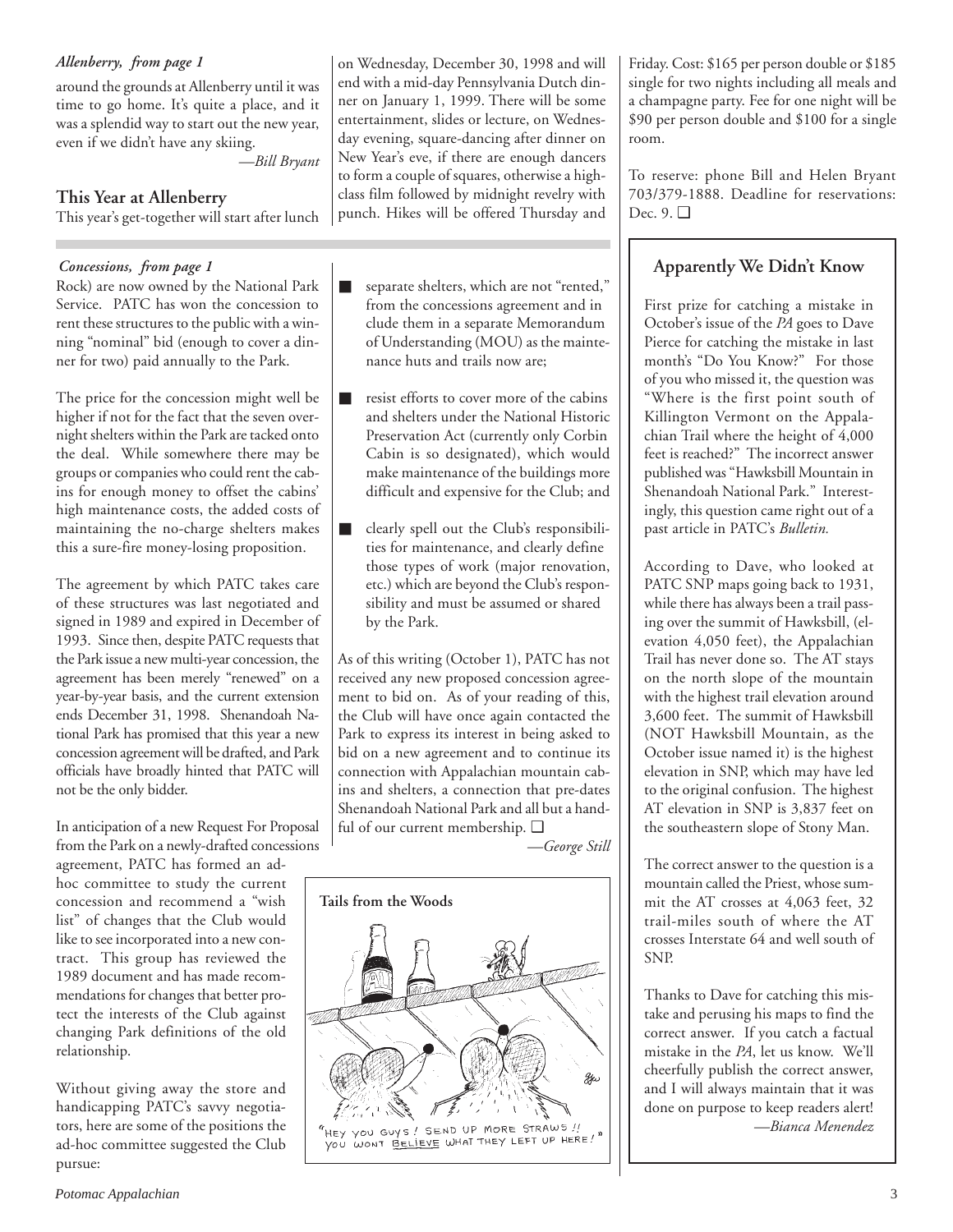*Allenberry, from page 1*

around the grounds at Allenberry until it was time to go home. It's quite a place, and it was a splendid way to start out the new year, even if we didn't have any skiing.

—*Bill Bryant*

## This Year at Allenberry

This year's get-together will start after lunch on Wednesday, December 30, 1998 and will end with a mid-day Pennsylvania Dutch dinner on January 1, 1999. There will be some entertainment, slides or lecture, on Wednesday evening, square-dancing after dinner on New Year's eve, if there are enough dancers to form a couple of squares, otherwise a high-class film followed by midnight revelry with punch. Hikes will be offered Thursday and Friday. Cost: $165 per person double or $185 single for two nights including all meals and a champagne party. Fee for one night will be $90 per person double and $100 for a single room.

To reserve: phone Bill and Helen Bryant 703/379-1888. Deadline for reservations: Dec. 9. ❑

*Concessions, from page 1*

Rock) are now owned by the National Park Service. PATC has won the concession to rent these structures to the public with a winning "nominal" bid (enough to cover a dinner for two) paid annually to the Park.

The price for the concession might well be higher if not for the fact that the seven overnight shelters within the Park are tacked onto the deal. While somewhere there may be groups or companies who could rent the cabins for enough money to offset the cabins' high maintenance costs, the added costs of maintaining the no-charge shelters makes this a sure-fire money-losing proposition.

The agreement by which PATC takes care of these structures was last negotiated and signed in 1989 and expired in December of 1993. Since then, despite PATC requests that the Park issue a new multi-year concession, the agreement has been merely "renewed" on a year-by-year basis, and the current extension ends December 31, 1998. Shenandoah National Park has promised that this year a new concession agreement will be drafted, and Park officials have broadly hinted that PATC will not be the only bidder.

In anticipation of a new Request For Proposal from the Park on a newly-drafted concessions agreement, PATC has formed an ad-hoc committee to study the current concession and recommend a "wish list" of changes that the Club would like to see incorporated into a new contract. This group has reviewed the 1989 document and has made recommendations for changes that better protect the interests of the Club against changing Park definitions of the old relationship.

Without giving away the store and handicapping PATC's savvy negotiators, here are some of the positions the ad-hoc committee suggested the Club pursue:

- separate shelters, which are not "rented," from the concessions agreement and include them in a separate Memorandum of Understanding (MOU) as the maintenance huts and trails now are;
- resist efforts to cover more of the cabins and shelters under the National Historic Preservation Act (currently only Corbin Cabin is so designated), which would make maintenance of the buildings more difficult and expensive for the Club; and
- clearly spell out the Club's responsibilities for maintenance, and clearly define those types of work (major renovation, etc.) which are beyond the Club's responsibility and must be assumed or shared by the Park.

As of this writing (October 1), PATC has not received any new proposed concession agreement to bid on. As of your reading of this, the Club will have once again contacted the Park to express its interest in being asked to bid on a new agreement and to continue its connection with Appalachian mountain cabins and shelters, a connection that pre-dates Shenandoah National Park and all but a handful of our current membership. ❑

—*George Still*

**Tails from the Woods**

"HEY YOU GUYS! SEND UP MORE STRAWS!! YOU WON'T BELIEVE WHAT THEY LEFT UP HERE!"

## Apparently We Didn't Know

First prize for catching a mistake in October's issue of the *PA* goes to Dave Pierce for catching the mistake in last month's "Do You Know?" For those of you who missed it, the question was "Where is the first point south of Killington Vermont on the Appalachian Trail where the height of 4,000 feet is reached?" The incorrect answer published was "Hawksbill Mountain in Shenandoah National Park." Interestingly, this question came right out of a past article in PATC's *Bulletin.*

According to Dave, who looked at PATC SNP maps going back to 1931, while there has always been a trail passing over the summit of Hawksbill, (elevation 4,050 feet), the Appalachian Trail has never done so. The AT stays on the north slope of the mountain with the highest trail elevation around 3,600 feet. The summit of Hawksbill (NOT Hawksbill Mountain, as the October issue named it) is the highest elevation in SNP, which may have led to the original confusion. The highest AT elevation in SNP is 3,837 feet on the southeastern slope of Stony Man.

The correct answer to the question is a mountain called the Priest, whose summit the AT crosses at 4,063 feet, 32 trail-miles south of where the AT crosses Interstate 64 and well south of SNP.

Thanks to Dave for catching this mistake and perusing his maps to find the correct answer. If you catch a factual mistake in the *PA*, let us know. We'll cheerfully publish the correct answer, and I will always maintain that it was done on purpose to keep readers alert!

—*Bianca Menendez*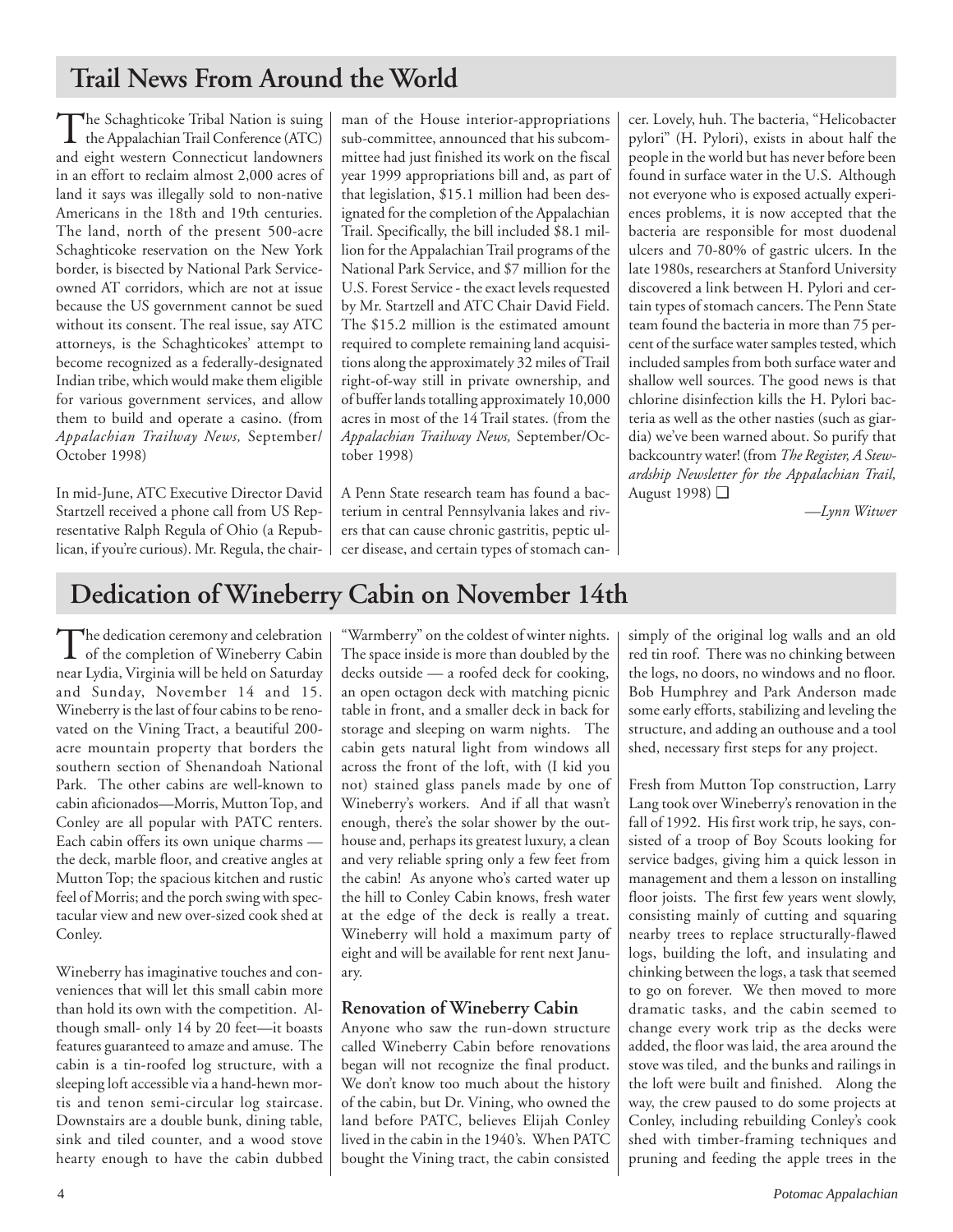## Trail News From Around the World

The Schaghticoke Tribal Nation is suing the Appalachian Trail Conference (ATC) and eight western Connecticut landowners in an effort to reclaim almost 2,000 acres of land it says was illegally sold to non-native Americans in the 18th and 19th centuries. The land, north of the present 500-acre Schaghticoke reservation on the New York border, is bisected by National Park Service-owned AT corridors, which are not at issue because the US government cannot be sued without its consent. The real issue, say ATC attorneys, is the Schaghticokes' attempt to become recognized as a federally-designated Indian tribe, which would make them eligible for various government services, and allow them to build and operate a casino. (from *Appalachian Trailway News,* September/October 1998)

In mid-June, ATC Executive Director David Startzell received a phone call from US Representative Ralph Regula of Ohio (a Republican, if you're curious). Mr. Regula, the chairman of the House interior-appropriations sub-committee, announced that his subcommittee had just finished its work on the fiscal year 1999 appropriations bill and, as part of that legislation, $15.1 million had been designated for the completion of the Appalachian Trail. Specifically, the bill included $8.1 million for the Appalachian Trail programs of the National Park Service, and $7 million for the U.S. Forest Service - the exact levels requested by Mr. Startzell and ATC Chair David Field. The $15.2 million is the estimated amount required to complete remaining land acquisitions along the approximately 32 miles of Trail right-of-way still in private ownership, and of buffer lands totalling approximately 10,000 acres in most of the 14 Trail states. (from the *Appalachian Trailway News,* September/October 1998)

A Penn State research team has found a bacterium in central Pennsylvania lakes and rivers that can cause chronic gastritis, peptic ulcer disease, and certain types of stomach cancer. Lovely, huh. The bacteria, "Helicobacter pylori" (H. Pylori), exists in about half the people in the world but has never before been found in surface water in the U.S. Although not everyone who is exposed actually experiences problems, it is now accepted that the bacteria are responsible for most duodenal ulcers and 70-80% of gastric ulcers. In the late 1980s, researchers at Stanford University discovered a link between H. Pylori and certain types of stomach cancers. The Penn State team found the bacteria in more than 75 percent of the surface water samples tested, which included samples from both surface water and shallow well sources. The good news is that chlorine disinfection kills the H. Pylori bacteria as well as the other nasties (such as giardia) we've been warned about. So purify that backcountry water! (from *The Register, A Stewardship Newsletter for the Appalachian Trail,* August 1998) ❑

*—Lynn Witwer*

## Dedication of Wineberry Cabin on November 14th

The dedication ceremony and celebration of the completion of Wineberry Cabin near Lydia, Virginia will be held on Saturday and Sunday, November 14 and 15. Wineberry is the last of four cabins to be renovated on the Vining Tract, a beautiful 200-acre mountain property that borders the southern section of Shenandoah National Park. The other cabins are well-known to cabin aficionados—Morris, Mutton Top, and Conley are all popular with PATC renters. Each cabin offers its own unique charms — the deck, marble floor, and creative angles at Mutton Top; the spacious kitchen and rustic feel of Morris; and the porch swing with spectacular view and new over-sized cook shed at Conley.

Wineberry has imaginative touches and conveniences that will let this small cabin more than hold its own with the competition. Although small- only 14 by 20 feet—it boasts features guaranteed to amaze and amuse. The cabin is a tin-roofed log structure, with a sleeping loft accessible via a hand-hewn mortis and tenon semi-circular log staircase. Downstairs are a double bunk, dining table, sink and tiled counter, and a wood stove hearty enough to have the cabin dubbed "Warmberry" on the coldest of winter nights. The space inside is more than doubled by the decks outside — a roofed deck for cooking, an open octagon deck with matching picnic table in front, and a smaller deck in back for storage and sleeping on warm nights. The cabin gets natural light from windows all across the front of the loft, with (I kid you not) stained glass panels made by one of Wineberry's workers. And if all that wasn't enough, there's the solar shower by the outhouse and, perhaps its greatest luxury, a clean and very reliable spring only a few feet from the cabin! As anyone who's carted water up the hill to Conley Cabin knows, fresh water at the edge of the deck is really a treat. Wineberry will hold a maximum party of eight and will be available for rent next January.

### Renovation of Wineberry Cabin

Anyone who saw the run-down structure called Wineberry Cabin before renovations began will not recognize the final product. We don't know too much about the history of the cabin, but Dr. Vining, who owned the land before PATC, believes Elijah Conley lived in the cabin in the 1940's. When PATC bought the Vining tract, the cabin consisted simply of the original log walls and an old red tin roof. There was no chinking between the logs, no doors, no windows and no floor. Bob Humphrey and Park Anderson made some early efforts, stabilizing and leveling the structure, and adding an outhouse and a tool shed, necessary first steps for any project.

Fresh from Mutton Top construction, Larry Lang took over Wineberry's renovation in the fall of 1992. His first work trip, he says, consisted of a troop of Boy Scouts looking for service badges, giving him a quick lesson in management and them a lesson on installing floor joists. The first few years went slowly, consisting mainly of cutting and squaring nearby trees to replace structurally-flawed logs, building the loft, and insulating and chinking between the logs, a task that seemed to go on forever. We then moved to more dramatic tasks, and the cabin seemed to change every work trip as the decks were added, the floor was laid, the area around the stove was tiled, and the bunks and railings in the loft were built and finished. Along the way, the crew paused to do some projects at Conley, including rebuilding Conley's cook shed with timber-framing techniques and pruning and feeding the apple trees in the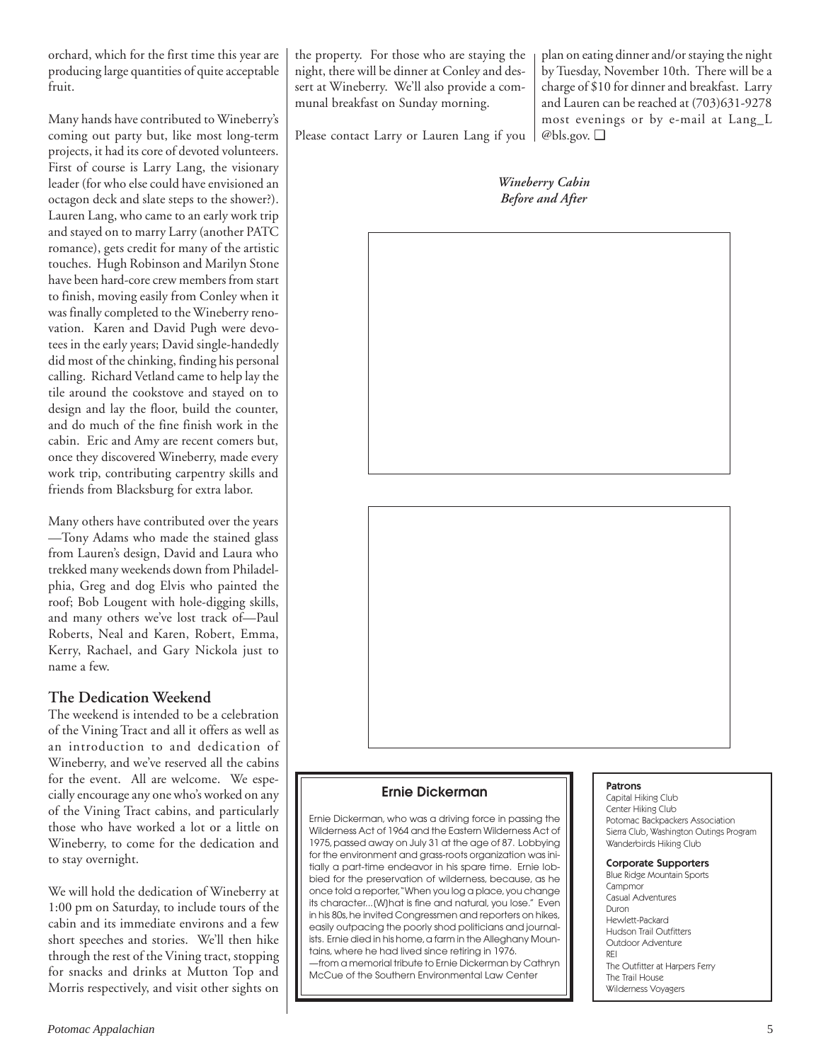orchard, which for the first time this year are producing large quantities of quite acceptable fruit.

Many hands have contributed to Wineberry's coming out party but, like most long-term projects, it had its core of devoted volunteers. First of course is Larry Lang, the visionary leader (for who else could have envisioned an octagon deck and slate steps to the shower?). Lauren Lang, who came to an early work trip and stayed on to marry Larry (another PATC romance), gets credit for many of the artistic touches. Hugh Robinson and Marilyn Stone have been hard-core crew members from start to finish, moving easily from Conley when it was finally completed to the Wineberry renovation. Karen and David Pugh were devotees in the early years; David single-handedly did most of the chinking, finding his personal calling. Richard Vetland came to help lay the tile around the cookstove and stayed on to design and lay the floor, build the counter, and do much of the fine finish work in the cabin. Eric and Amy are recent comers but, once they discovered Wineberry, made every work trip, contributing carpentry skills and friends from Blacksburg for extra labor.

Many others have contributed over the years —Tony Adams who made the stained glass from Lauren's design, David and Laura who trekked many weekends down from Philadelphia, Greg and dog Elvis who painted the roof; Bob Lougent with hole-digging skills, and many others we've lost track of—Paul Roberts, Neal and Karen, Robert, Emma, Kerry, Rachael, and Gary Nickola just to name a few.

## The Dedication Weekend

The weekend is intended to be a celebration of the Vining Tract and all it offers as well as an introduction to and dedication of Wineberry, and we've reserved all the cabins for the event. All are welcome. We especially encourage any one who's worked on any of the Vining Tract cabins, and particularly those who have worked a lot or a little on Wineberry, to come for the dedication and to stay overnight.

We will hold the dedication of Wineberry at 1:00 pm on Saturday, to include tours of the cabin and its immediate environs and a few short speeches and stories. We'll then hike through the rest of the Vining tract, stopping for snacks and drinks at Mutton Top and Morris respectively, and visit other sights on the property. For those who are staying the night, there will be dinner at Conley and dessert at Wineberry. We'll also provide a communal breakfast on Sunday morning.

Please contact Larry or Lauren Lang if you plan on eating dinner and/or staying the night by Tuesday, November 10th. There will be a charge of $10 for dinner and breakfast. Larry and Lauren can be reached at (703)631-9278 most evenings or by e-mail at Lang_L @bls.gov. ❑

*Wineberry Cabin*
*Before and After*

### Ernie Dickerman

Ernie Dickerman, who was a driving force in passing the Wilderness Act of 1964 and the Eastern Wilderness Act of 1975, passed away on July 31 at the age of 87. Lobbying for the environment and grass-roots organization was initially a part-time endeavor in his spare time. Ernie lobbied for the preservation of wilderness, because, as he once told a reporter, "When you log a place, you change its character...(W)hat is fine and natural, you lose." Even in his 80s, he invited Congressmen and reporters on hikes, easily outpacing the poorly shod politicians and journalists. Ernie died in his home, a farm in the Alleghany Mountains, where he had lived since retiring in 1976.
—from a memorial tribute to Ernie Dickerman by Cathryn McCue of the Southern Environmental Law Center

**Patrons**
Capital Hiking Club
Center Hiking Club
Potomac Backpackers Association
Sierra Club, Washington Outings Program
Wanderbirds Hiking Club

**Corporate Supporters**
Blue Ridge Mountain Sports
Campmor
Casual Adventures
Duron
Hewlett-Packard
Hudson Trail Outfitters
Outdoor Adventure
REI
The Outfitter at Harpers Ferry
The Trail House
Wilderness Voyagers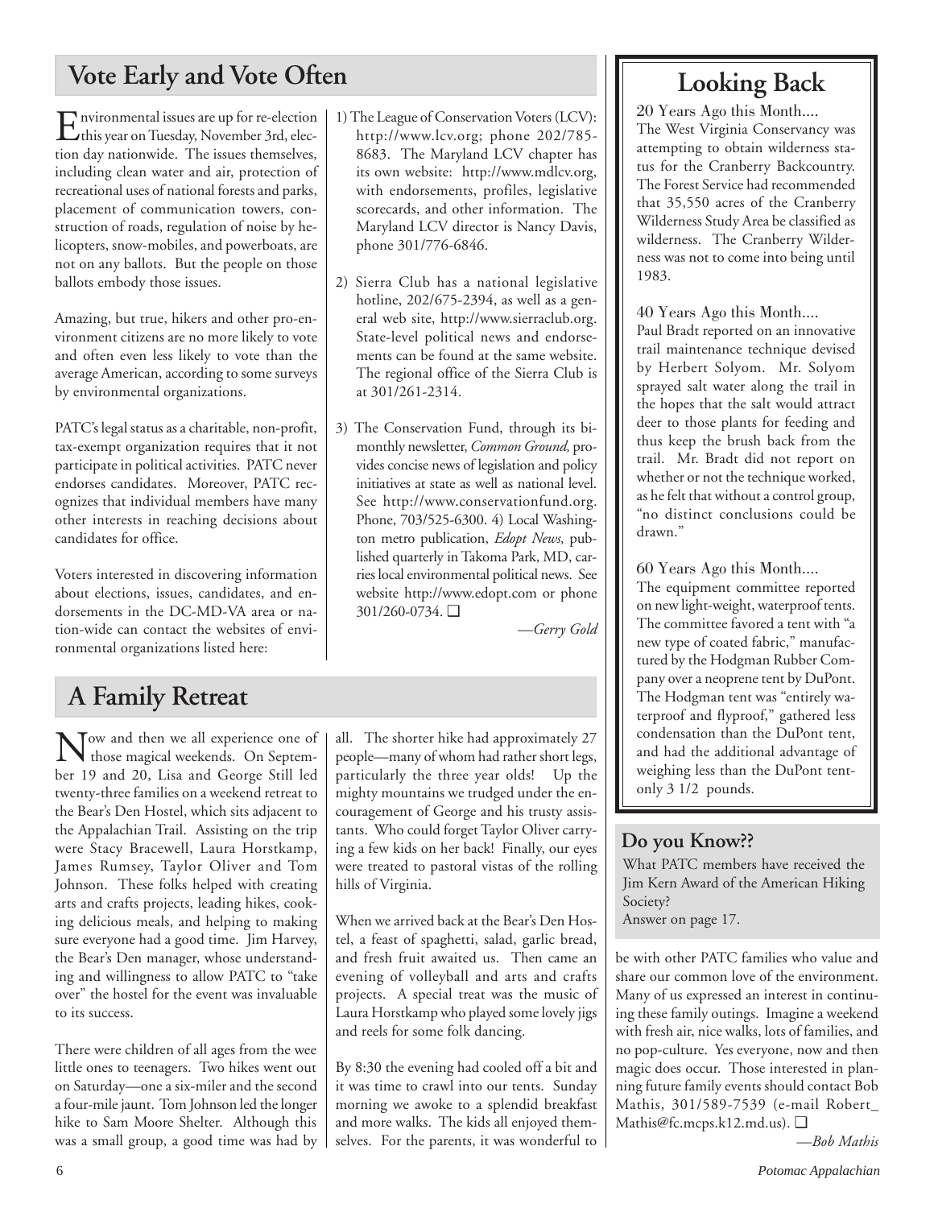## Vote Early and Vote Often

Environmental issues are up for re-election this year on Tuesday, November 3rd, election day nationwide. The issues themselves, including clean water and air, protection of recreational uses of national forests and parks, placement of communication towers, construction of roads, regulation of noise by helicopters, snow-mobiles, and powerboats, are not on any ballots. But the people on those ballots embody those issues.

Amazing, but true, hikers and other pro-environment citizens are no more likely to vote and often even less likely to vote than the average American, according to some surveys by environmental organizations.

PATC's legal status as a charitable, non-profit, tax-exempt organization requires that it not participate in political activities. PATC never endorses candidates. Moreover, PATC recognizes that individual members have many other interests in reaching decisions about candidates for office.

Voters interested in discovering information about elections, issues, candidates, and endorsements in the DC-MD-VA area or nation-wide can contact the websites of environmental organizations listed here:

1) The League of Conservation Voters (LCV): http://www.lcv.org; phone 202/785-8683. The Maryland LCV chapter has its own website: http://www.mdlcv.org, with endorsements, profiles, legislative scorecards, and other information. The Maryland LCV director is Nancy Davis, phone 301/776-6846.

2) Sierra Club has a national legislative hotline, 202/675-2394, as well as a general web site, http://www.sierraclub.org. State-level political news and endorsements can be found at the same website. The regional office of the Sierra Club is at 301/261-2314.

3) The Conservation Fund, through its bi-monthly newsletter, *Common Ground,* provides concise news of legislation and policy initiatives at state as well as national level. See http://www.conservationfund.org. Phone, 703/525-6300. 4) Local Washington metro publication, *Edopt News,* published quarterly in Takoma Park, MD, carries local environmental political news. See website http://www.edopt.com or phone 301/260-0734. ❑

*—Gerry Gold*

## Looking Back

20 Years Ago this Month....
The West Virginia Conservancy was attempting to obtain wilderness status for the Cranberry Backcountry. The Forest Service had recommended that 35,550 acres of the Cranberry Wilderness Study Area be classified as wilderness. The Cranberry Wilderness was not to come into being until 1983.

40 Years Ago this Month....
Paul Bradt reported on an innovative trail maintenance technique devised by Herbert Solyom. Mr. Solyom sprayed salt water along the trail in the hopes that the salt would attract deer to those plants for feeding and thus keep the brush back from the trail. Mr. Bradt did not report on whether or not the technique worked, as he felt that without a control group, "no distinct conclusions could be drawn."

60 Years Ago this Month....
The equipment committee reported on new light-weight, waterproof tents. The committee favored a tent with "a new type of coated fabric," manufactured by the Hodgman Rubber Company over a neoprene tent by DuPont. The Hodgman tent was "entirely waterproof and flyproof," gathered less condensation than the DuPont tent, and had the additional advantage of weighing less than the DuPont tent-only 3 1/2 pounds.

## A Family Retreat

Now and then we all experience one of those magical weekends. On September 19 and 20, Lisa and George Still led twenty-three families on a weekend retreat to the Bear's Den Hostel, which sits adjacent to the Appalachian Trail. Assisting on the trip were Stacy Bracewell, Laura Horstkamp, James Rumsey, Taylor Oliver and Tom Johnson. These folks helped with creating arts and crafts projects, leading hikes, cooking delicious meals, and helping to making sure everyone had a good time. Jim Harvey, the Bear's Den manager, whose understanding and willingness to allow PATC to "take over" the hostel for the event was invaluable to its success.

There were children of all ages from the wee little ones to teenagers. Two hikes went out on Saturday—one a six-miler and the second a four-mile jaunt. Tom Johnson led the longer hike to Sam Moore Shelter. Although this was a small group, a good time was had by all. The shorter hike had approximately 27 people—many of whom had rather short legs, particularly the three year olds! Up the mighty mountains we trudged under the encouragement of George and his trusty assistants. Who could forget Taylor Oliver carrying a few kids on her back! Finally, our eyes were treated to pastoral vistas of the rolling hills of Virginia.

When we arrived back at the Bear's Den Hostel, a feast of spaghetti, salad, garlic bread, and fresh fruit awaited us. Then came an evening of volleyball and arts and crafts projects. A special treat was the music of Laura Horstkamp who played some lovely jigs and reels for some folk dancing.

By 8:30 the evening had cooled off a bit and it was time to crawl into our tents. Sunday morning we awoke to a splendid breakfast and more walks. The kids all enjoyed themselves. For the parents, it was wonderful to be with other PATC families who value and share our common love of the environment. Many of us expressed an interest in continuing these family outings. Imagine a weekend with fresh air, nice walks, lots of families, and no pop-culture. Yes everyone, now and then magic does occur. Those interested in planning future family events should contact Bob Mathis, 301/589-7539 (e-mail Robert_Mathis@fc.mcps.k12.md.us). ❑

*—Bob Mathis*

### Do you Know??

What PATC members have received the Jim Kern Award of the American Hiking Society?
Answer on page 17.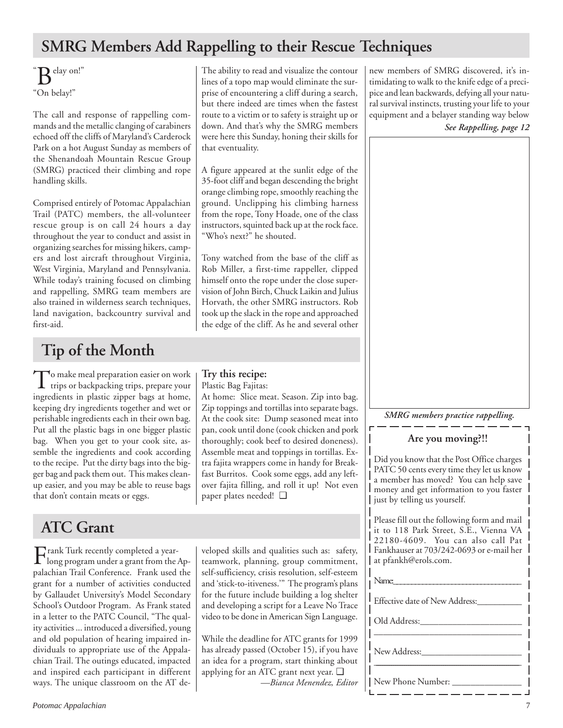## SMRG Members Add Rappelling to their Rescue Techniques

"Belay on!"

"On belay!"

The call and response of rappelling commands and the metallic clanging of carabiners echoed off the cliffs of Maryland's Carderock Park on a hot August Sunday as members of the Shenandoah Mountain Rescue Group (SMRG) practiced their climbing and rope handling skills.

Comprised entirely of Potomac Appalachian Trail (PATC) members, the all-volunteer rescue group is on call 24 hours a day throughout the year to conduct and assist in organizing searches for missing hikers, campers and lost aircraft throughout Virginia, West Virginia, Maryland and Pennsylvania. While today's training focused on climbing and rappelling, SMRG team members are also trained in wilderness search techniques, land navigation, backcountry survival and first-aid.

The ability to read and visualize the contour lines of a topo map would eliminate the surprise of encountering a cliff during a search, but there indeed are times when the fastest route to a victim or to safety is straight up or down. And that's why the SMRG members were here this Sunday, honing their skills for that eventuality.

A figure appeared at the sunlit edge of the 35-foot cliff and began descending the bright orange climbing rope, smoothly reaching the ground. Unclipping his climbing harness from the rope, Tony Hoade, one of the class instructors, squinted back up at the rock face. "Who's next?" he shouted.

Tony watched from the base of the cliff as Rob Miller, a first-time rappeller, clipped himself onto the rope under the close supervision of John Birch, Chuck Laikin and Julius Horvath, the other SMRG instructors. Rob took up the slack in the rope and approached the edge of the cliff. As he and several other new members of SMRG discovered, it's intimidating to walk to the knife edge of a precipice and lean backwards, defying all your natural survival instincts, trusting your life to your equipment and a belayer standing way below

***See Rappelling, page 12***

*SMRG members practice rappelling.*

## Tip of the Month

To make meal preparation easier on work trips or backpacking trips, prepare your ingredients in plastic zipper bags at home, keeping dry ingredients together and wet or perishable ingredients each in their own bag. Put all the plastic bags in one bigger plastic bag. When you get to your cook site, assemble the ingredients and cook according to the recipe. Put the dirty bags into the bigger bag and pack them out. This makes cleanup easier, and you may be able to reuse bags that don't contain meats or eggs.

**Try this recipe:**

Plastic Bag Fajitas:

At home: Slice meat. Season. Zip into bag. Zip toppings and tortillas into separate bags. At the cook site: Dump seasoned meat into pan, cook until done (cook chicken and pork thoroughly; cook beef to desired doneness). Assemble meat and toppings in tortillas. Extra fajita wrappers come in handy for Breakfast Burritos. Cook some eggs, add any leftover fajita filling, and roll it up! Not even paper plates needed! ❑

## ATC Grant

Frank Turk recently completed a year-long program under a grant from the Appalachian Trail Conference. Frank used the grant for a number of activities conducted by Gallaudet University's Model Secondary School's Outdoor Program. As Frank stated in a letter to the PATC Council, "The quality activities ... introduced a diversified, young and old population of hearing impaired individuals to appropriate use of the Appalachian Trail. The outings educated, impacted and inspired each participant in different ways. The unique classroom on the AT developed skills and qualities such as: safety, teamwork, planning, group commitment, self-sufficiency, crisis resolution, self-esteem and 'stick-to-itiveness.'" The program's plans for the future include building a log shelter and developing a script for a Leave No Trace video to be done in American Sign Language.

While the deadline for ATC grants for 1999 has already passed (October 15), if you have an idea for a program, start thinking about applying for an ATC grant next year. ❑

*—Bianca Menendez, Editor*

### Are you moving?!!

Did you know that the Post Office charges PATC 50 cents every time they let us know a member has moved? You can help save money and get information to you faster just by telling us yourself.

Please fill out the following form and mail it to 118 Park Street, S.E., Vienna VA 22180-4609. You can also call Pat Fankhauser at 703/242-0693 or e-mail her at pfankh@erols.com.

Name:_______________________________

Effective date of New Address:__________

Old Address:_______________________

_________________________________

New Address:______________________

_________________________________

New Phone Number: ______________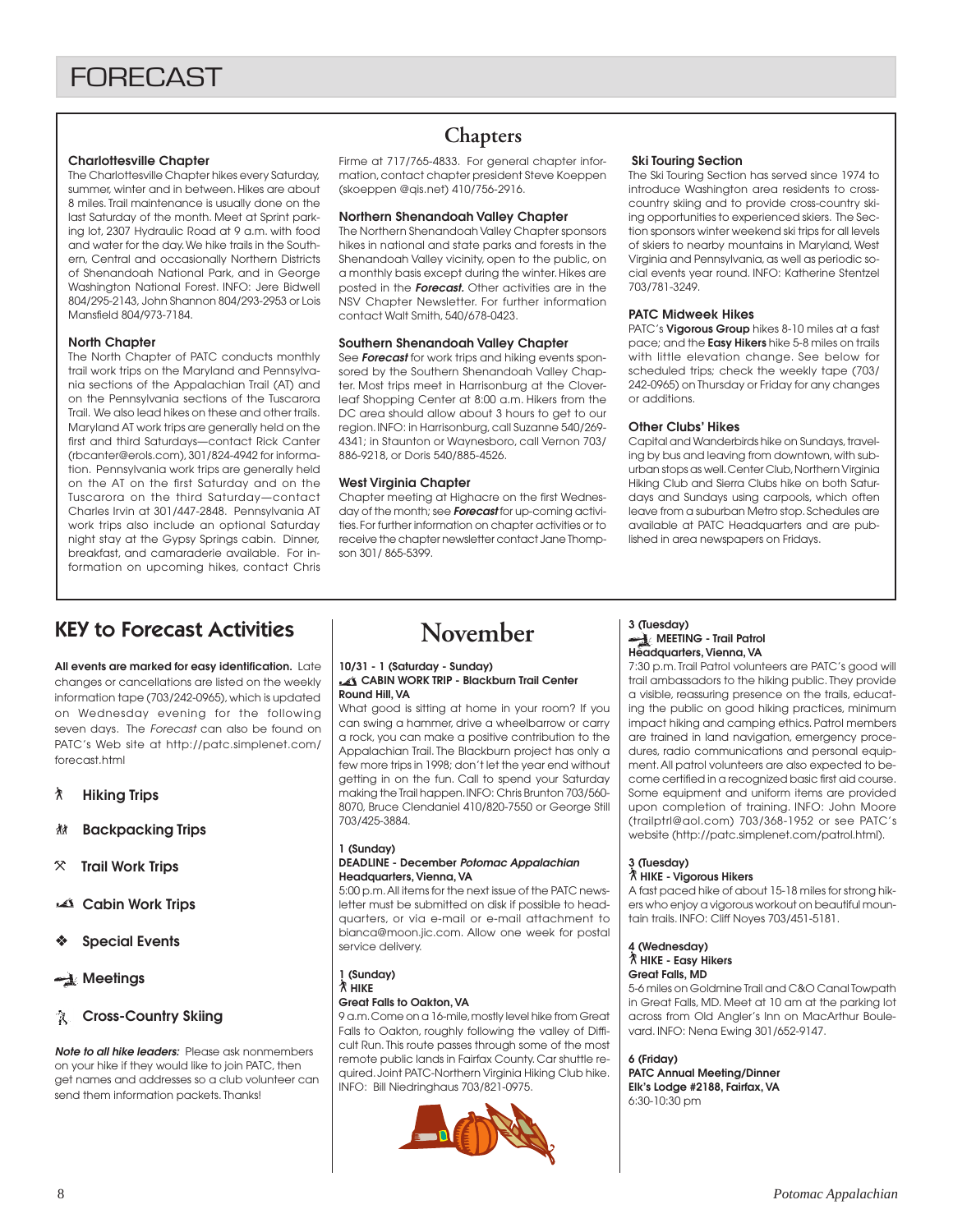# FORECAST

## Chapters

### Charlottesville Chapter

The Charlottesville Chapter hikes every Saturday, summer, winter and in between. Hikes are about 8 miles. Trail maintenance is usually done on the last Saturday of the month. Meet at Sprint parking lot, 2307 Hydraulic Road at 9 a.m. with food and water for the day. We hike trails in the Southern, Central and occasionally Northern Districts of Shenandoah National Park, and in George Washington National Forest. INFO: Jere Bidwell 804/295-2143, John Shannon 804/293-2953 or Lois Mansfield 804/973-7184.

### North Chapter

The North Chapter of PATC conducts monthly trail work trips on the Maryland and Pennsylvania sections of the Appalachian Trail (AT) and on the Pennsylvania sections of the Tuscarora Trail. We also lead hikes on these and other trails. Maryland AT work trips are generally held on the first and third Saturdays—contact Rick Canter (rbcanter@erols.com), 301/824-4942 for information. Pennsylvania work trips are generally held on the AT on the first Saturday and on the Tuscarora on the third Saturday—contact Charles Irvin at 301/447-2848. Pennsylvania AT work trips also include an optional Saturday night stay at the Gypsy Springs cabin. Dinner, breakfast, and camaraderie available. For information on upcoming hikes, contact Chris Firme at 717/765-4833. For general chapter information, contact chapter president Steve Koeppen (skoeppen @qis.net) 410/756-2916.

### Northern Shenandoah Valley Chapter

The Northern Shenandoah Valley Chapter sponsors hikes in national and state parks and forests in the Shenandoah Valley vicinity, open to the public, on a monthly basis except during the winter. Hikes are posted in the ***Forecast.*** Other activities are in the NSV Chapter Newsletter. For further information contact Walt Smith, 540/678-0423.

### Southern Shenandoah Valley Chapter

See ***Forecast*** for work trips and hiking events sponsored by the Southern Shenandoah Valley Chapter. Most trips meet in Harrisonburg at the Cloverleaf Shopping Center at 8:00 a.m. Hikers from the DC area should allow about 3 hours to get to our region. INFO: in Harrisonburg, call Suzanne 540/269-4341; in Staunton or Waynesboro, call Vernon 703/886-9218, or Doris 540/885-4526.

### West Virginia Chapter

Chapter meeting at Highacre on the first Wednesday of the month; see ***Forecast*** for up-coming activities. For further information on chapter activities or to receive the chapter newsletter contact Jane Thompson 301/ 865-5399.

### Ski Touring Section

The Ski Touring Section has served since 1974 to introduce Washington area residents to cross-country skiing and to provide cross-country skiing opportunities to experienced skiers. The Section sponsors winter weekend ski trips for all levels of skiers to nearby mountains in Maryland, West Virginia and Pennsylvania, as well as periodic social events year round. INFO: Katherine Stentzel 703/781-3249.

### PATC Midweek Hikes

PATC's **Vigorous Group** hikes 8-10 miles at a fast pace; and the **Easy Hikers** hike 5-8 miles on trails with little elevation change. See below for scheduled trips; check the weekly tape (703/242-0965) on Thursday or Friday for any changes or additions.

### Other Clubs' Hikes

Capital and Wanderbirds hike on Sundays, traveling by bus and leaving from downtown, with suburban stops as well. Center Club, Northern Virginia Hiking Club and Sierra Clubs hike on both Saturdays and Sundays using carpools, which often leave from a suburban Metro stop. Schedules are available at PATC Headquarters and are published in area newspapers on Fridays.

## KEY to Forecast Activities

**All events are marked for easy identification.** Late changes or cancellations are listed on the weekly information tape (703/242-0965), which is updated on Wednesday evening for the following seven days. The *Forecast* can also be found on PATC's Web site at http://patc.simplenet.com/forecast.html

- Hiking Trips
- Backpacking Trips
- Trail Work Trips
- Cabin Work Trips
- Special Events
- Meetings
- Cross-Country Skiing

***Note to all hike leaders:*** Please ask nonmembers on your hike if they would like to join PATC, then get names and addresses so a club volunteer can send them information packets. Thanks!

## November

**10/31 - 1 (Saturday - Sunday)**
**CABIN WORK TRIP - Blackburn Trail Center**
**Round Hill, VA**

What good is sitting at home in your room? If you can swing a hammer, drive a wheelbarrow or carry a rock, you can make a positive contribution to the Appalachian Trail. The Blackburn project has only a few more trips in 1998; don't let the year end without getting in on the fun. Call to spend your Saturday making the Trail happen. INFO: Chris Brunton 703/560-8070, Bruce Clendaniel 410/820-7550 or George Still 703/425-3884.

**1 (Sunday)**
**DEADLINE - December *Potomac Appalachian***
**Headquarters, Vienna, VA**

5:00 p.m. All items for the next issue of the PATC newsletter must be submitted on disk if possible to headquarters, or via e-mail or e-mail attachment to bianca@moon.jic.com. Allow one week for postal service delivery.

**1 (Sunday)**
**HIKE**
**Great Falls to Oakton, VA**

9 a.m. Come on a 16-mile, mostly level hike from Great Falls to Oakton, roughly following the valley of Difficult Run. This route passes through some of the most remote public lands in Fairfax County. Car shuttle required. Joint PATC-Northern Virginia Hiking Club hike. INFO: Bill Niedringhaus 703/821-0975.

**3 (Tuesday)**
**MEETING - Trail Patrol**
**Headquarters, Vienna, VA**

7:30 p.m. Trail Patrol volunteers are PATC's good will trail ambassadors to the hiking public. They provide a visible, reassuring presence on the trails, educating the public on good hiking practices, minimum impact hiking and camping ethics. Patrol members are trained in land navigation, emergency procedures, radio communications and personal equipment. All patrol volunteers are also expected to become certified in a recognized basic first aid course. Some equipment and uniform items are provided upon completion of training. INFO: John Moore (trailptrl@aol.com) 703/368-1952 or see PATC's website (http://patc.simplenet.com/patrol.html).

**3 (Tuesday)**
**HIKE - Vigorous Hikers**

A fast paced hike of about 15-18 miles for strong hikers who enjoy a vigorous workout on beautiful mountain trails. INFO: Cliff Noyes 703/451-5181.

**4 (Wednesday)**
**HIKE - Easy Hikers**
**Great Falls, MD**

5-6 miles on Goldmine Trail and C&O Canal Towpath in Great Falls, MD. Meet at 10 am at the parking lot across from Old Angler's Inn on MacArthur Boulevard. INFO: Nena Ewing 301/652-9147.

**6 (Friday)**
**PATC Annual Meeting/Dinner**
**Elk's Lodge #2188, Fairfax, VA**
6:30-10:30 pm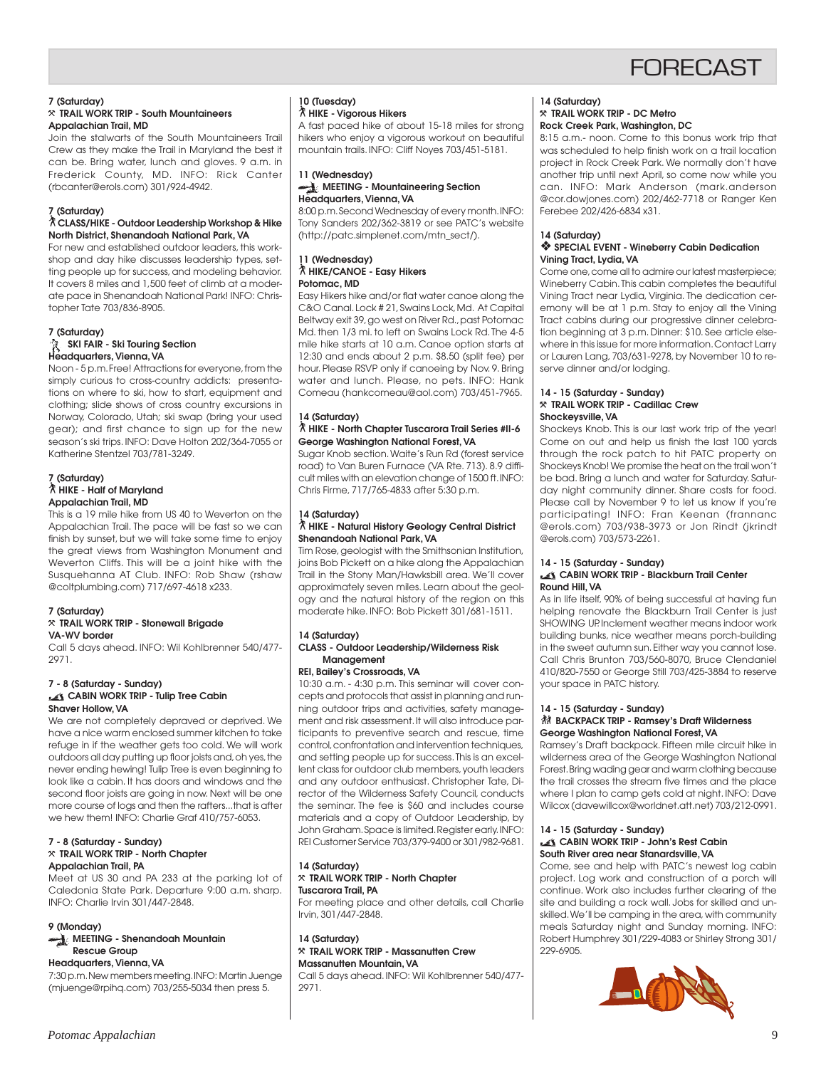# FORECAST

**7 (Saturday)**
**TRAIL WORK TRIP - South Mountaineers**
**Appalachian Trail, MD**
Join the stalwarts of the South Mountaineers Trail Crew as they make the Trail in Maryland the best it can be. Bring water, lunch and gloves. 9 a.m. in Frederick County, MD. INFO: Rick Canter (rbcanter@erols.com) 301/924-4942.

**7 (Saturday)**
**CLASS/HIKE - Outdoor Leadership Workshop & Hike**
**North District, Shenandoah National Park, VA**
For new and established outdoor leaders, this workshop and day hike discusses leadership types, setting people up for success, and modeling behavior. It covers 8 miles and 1,500 feet of climb at a moderate pace in Shenandoah National Park! INFO: Christopher Tate 703/836-8905.

**7 (Saturday)**
**SKI FAIR - Ski Touring Section**
**Headquarters, Vienna, VA**
Noon - 5 p.m. Free! Attractions for everyone, from the simply curious to cross-country addicts: presentations on where to ski, how to start, equipment and clothing; slide shows of cross country excursions in Norway, Colorado, Utah; ski swap (bring your used gear); and first chance to sign up for the new season's ski trips. INFO: Dave Holton 202/364-7055 or Katherine Stentzel 703/781-3249.

**7 (Saturday)**
**HIKE - Half of Maryland**
**Appalachian Trail, MD**
This is a 19 mile hike from US 40 to Weverton on the Appalachian Trail. The pace will be fast so we can finish by sunset, but we will take some time to enjoy the great views from Washington Monument and Weverton Cliffs. This will be a joint hike with the Susquehanna AT Club. INFO: Rob Shaw (rshaw@coltplumbing.com) 717/697-4618 x233.

**7 (Saturday)**
**TRAIL WORK TRIP - Stonewall Brigade**
**VA-WV border**
Call 5 days ahead. INFO: Wil Kohlbrenner 540/477-2971.

**7 - 8 (Saturday - Sunday)**
**CABIN WORK TRIP - Tulip Tree Cabin**
**Shaver Hollow, VA**
We are not completely depraved or deprived. We have a nice warm enclosed summer kitchen to take refuge in if the weather gets too cold. We will work outdoors all day putting up floor joists and, oh yes, the never ending hewing! Tulip Tree is even beginning to look like a cabin. It has doors and windows and the second floor joists are going in now. Next will be one more course of logs and then the rafters…that is after we hew them! INFO: Charlie Graf 410/757-6053.

**7 - 8 (Saturday - Sunday)**
**TRAIL WORK TRIP - North Chapter**
**Appalachian Trail, PA**
Meet at US 30 and PA 233 at the parking lot of Caledonia State Park. Departure 9:00 a.m. sharp. INFO: Charlie Irvin 301/447-2848.

**9 (Monday)**
**MEETING - Shenandoah Mountain Rescue Group**
**Headquarters, Vienna, VA**
7:30 p.m. New members meeting. INFO: Martin Juenge (mjuenge@rpihq.com) 703/255-5034 then press 5.

**10 (Tuesday)**
**HIKE - Vigorous Hikers**
A fast paced hike of about 15-18 miles for strong hikers who enjoy a vigorous workout on beautiful mountain trails. INFO: Cliff Noyes 703/451-5181.

**11 (Wednesday)**
**MEETING - Mountaineering Section**
**Headquarters, Vienna, VA**
8:00 p.m. Second Wednesday of every month. INFO: Tony Sanders 202/362-3819 or see PATC's website (http://patc.simplenet.com/mtn_sect/).

**11 (Wednesday)**
**HIKE/CANOE - Easy Hikers**
**Potomac, MD**
Easy Hikers hike and/or flat water canoe along the C&O Canal. Lock # 21, Swains Lock, Md. At Capital Beltway exit 39, go west on River Rd., past Potomac Md. then 1/3 mi. to left on Swains Lock Rd. The 4-5 mile hike starts at 10 a.m. Canoe option starts at 12:30 and ends about 2 p.m. $8.50 (split fee) per hour. Please RSVP only if canoeing by Nov. 9. Bring water and lunch. Please, no pets. INFO: Hank Comeau (hankcomeau@aol.com) 703/451-7965.

**14 (Saturday)**
**HIKE - North Chapter Tuscarora Trail Series #II-6**
**George Washington National Forest, VA**
Sugar Knob section. Waite's Run Rd (forest service road) to Van Buren Furnace (VA Rte. 713). 8.9 difficult miles with an elevation change of 1500 ft. INFO: Chris Firme, 717/765-4833 after 5:30 p.m.

**14 (Saturday)**
**HIKE - Natural History Geology Central District**
**Shenandoah National Park, VA**
Tim Rose, geologist with the Smithsonian Institution, joins Bob Pickett on a hike along the Appalachian Trail in the Stony Man/Hawksbill area. We'll cover approximately seven miles. Learn about the geology and the natural history of the region on this moderate hike. INFO: Bob Pickett 301/681-1511.

**14 (Saturday)**
**CLASS - Outdoor Leadership/Wilderness Risk Management**
**REI, Bailey's Crossroads, VA**
10:30 a.m. - 4:30 p.m. This seminar will cover concepts and protocols that assist in planning and running outdoor trips and activities, safety management and risk assessment. It will also introduce participants to preventive search and rescue, time control, confrontation and intervention techniques, and setting people up for success. This is an excellent class for outdoor club members, youth leaders and any outdoor enthusiast. Christopher Tate, Director of the Wilderness Safety Council, conducts the seminar. The fee is $60 and includes course materials and a copy of Outdoor Leadership, by John Graham. Space is limited. Register early. INFO: REI Customer Service 703/379-9400 or 301/982-9681.

**14 (Saturday)**
**TRAIL WORK TRIP - North Chapter**
**Tuscarora Trail, PA**
For meeting place and other details, call Charlie Irvin, 301/447-2848.

**14 (Saturday)**
**TRAIL WORK TRIP - Massanutten Crew**
**Massanutten Mountain, VA**
Call 5 days ahead. INFO: Wil Kohlbrenner 540/477-2971.

**14 (Saturday)**
**TRAIL WORK TRIP - DC Metro**
**Rock Creek Park, Washington, DC**
8:15 a.m.- noon. Come to this bonus work trip that was scheduled to help finish work on a trail location project in Rock Creek Park. We normally don't have another trip until next April, so come now while you can. INFO: Mark Anderson (mark.anderson@cor.dowjones.com) 202/462-7718 or Ranger Ken Ferebee 202/426-6834 x31.

**14 (Saturday)**
**SPECIAL EVENT - Wineberry Cabin Dedication**
**Vining Tract, Lydia, VA**
Come one, come all to admire our latest masterpiece; Wineberry Cabin. This cabin completes the beautiful Vining Tract near Lydia, Virginia. The dedication ceremony will be at 1 p.m. Stay to enjoy all the Vining Tract cabins during our progressive dinner celebration beginning at 3 p.m. Dinner: $10. See article elsewhere in this issue for more information. Contact Larry or Lauren Lang, 703/631-9278, by November 10 to reserve dinner and/or lodging.

**14 - 15 (Saturday - Sunday)**
**TRAIL WORK TRIP - Cadillac Crew**
**Shockeysville, VA**
Shockeys Knob. This is our last work trip of the year! Come on out and help us finish the last 100 yards through the rock patch to hit PATC property on Shockeys Knob! We promise the heat on the trail won't be bad. Bring a lunch and water for Saturday. Saturday night community dinner. Share costs for food. Please call by November 9 to let us know if you're participating! INFO: Fran Keenan (frannanc@erols.com) 703/938-3973 or Jon Rindt (jkrindt@erols.com) 703/573-2261.

**14 - 15 (Saturday - Sunday)**
**CABIN WORK TRIP - Blackburn Trail Center**
**Round Hill, VA**
As in life itself, 90% of being successful at having fun helping renovate the Blackburn Trail Center is just SHOWING UP. Inclement weather means indoor work building bunks, nice weather means porch-building in the sweet autumn sun. Either way you cannot lose. Call Chris Brunton 703/560-8070, Bruce Clendaniel 410/820-7550 or George Still 703/425-3884 to reserve your space in PATC history.

**14 - 15 (Saturday - Sunday)**
**BACKPACK TRIP - Ramsey's Draft Wilderness**
**George Washington National Forest, VA**
Ramsey's Draft backpack. Fifteen mile circuit hike in wilderness area of the George Washington National Forest. Bring wading gear and warm clothing because the trail crosses the stream five times and the place where I plan to camp gets cold at night. INFO: Dave Wilcox (davewillcox@worldnet.att.net) 703/212-0991.

**14 - 15 (Saturday - Sunday)**
**CABIN WORK TRIP - John's Rest Cabin**
**South River area near Stanardsville, VA**
Come, see and help with PATC's newest log cabin project. Log work and construction of a porch will continue. Work also includes further clearing of the site and building a rock wall. Jobs for skilled and unskilled. We'll be camping in the area, with community meals Saturday night and Sunday morning. INFO: Robert Humphrey 301/229-4083 or Shirley Strong 301/229-6905.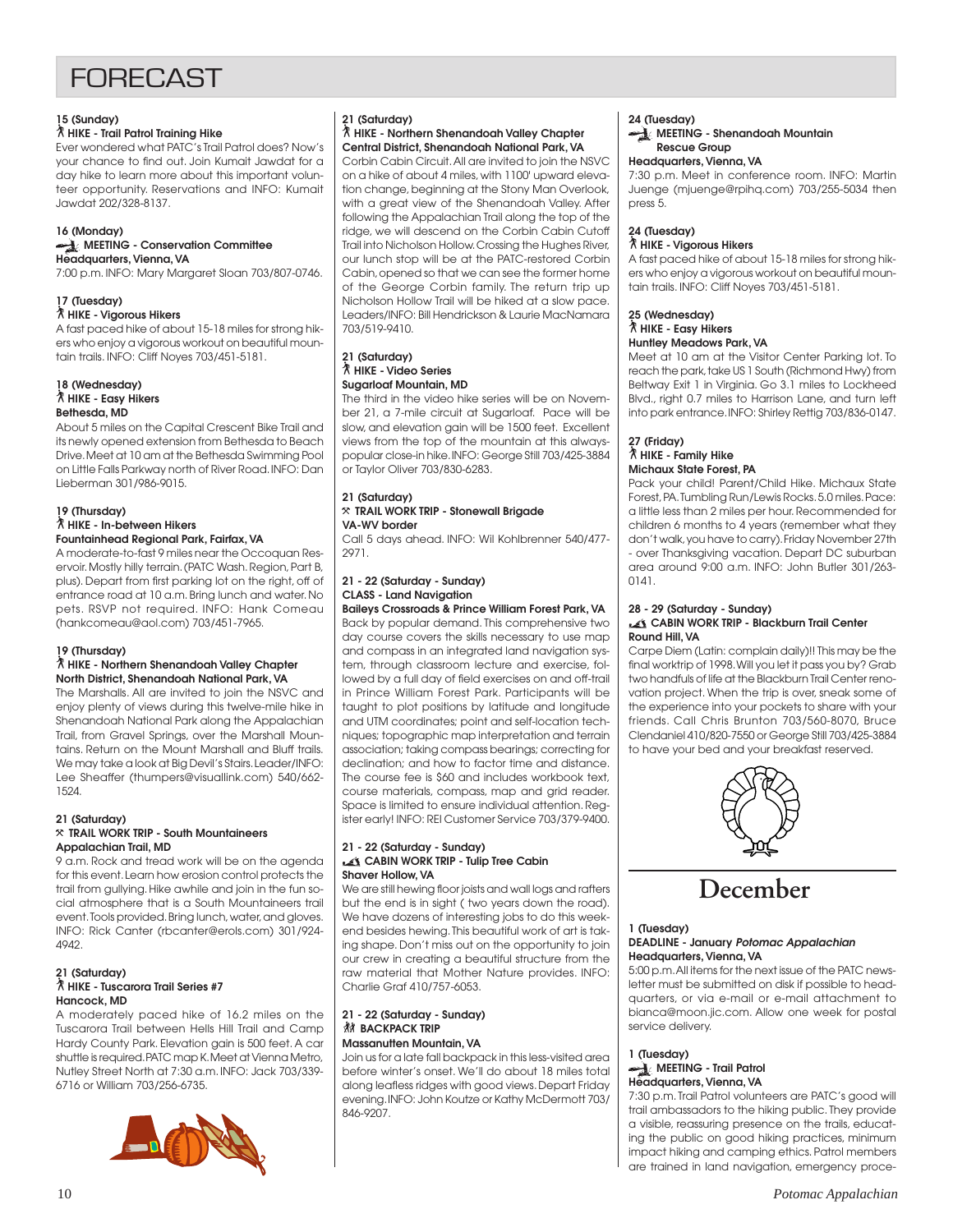# FORECAST

**15 (Sunday)**
**HIKE - Trail Patrol Training Hike**
Ever wondered what PATC's Trail Patrol does? Now's your chance to find out. Join Kumait Jawdat for a day hike to learn more about this important volunteer opportunity. Reservations and INFO: Kumait Jawdat 202/328-8137.

**16 (Monday)**
**MEETING - Conservation Committee**
**Headquarters, Vienna, VA**
7:00 p.m. INFO: Mary Margaret Sloan 703/807-0746.

**17 (Tuesday)**
**HIKE - Vigorous Hikers**
A fast paced hike of about 15-18 miles for strong hikers who enjoy a vigorous workout on beautiful mountain trails. INFO: Cliff Noyes 703/451-5181.

**18 (Wednesday)**
**HIKE - Easy Hikers**
**Bethesda, MD**
About 5 miles on the Capital Crescent Bike Trail and its newly opened extension from Bethesda to Beach Drive. Meet at 10 am at the Bethesda Swimming Pool on Little Falls Parkway north of River Road. INFO: Dan Lieberman 301/986-9015.

**19 (Thursday)**
**HIKE - In-between Hikers**
**Fountainhead Regional Park, Fairfax, VA**
A moderate-to-fast 9 miles near the Occoquan Reservoir. Mostly hilly terrain. (PATC Wash. Region, Part B, plus). Depart from first parking lot on the right, off of entrance road at 10 a.m. Bring lunch and water. No pets. RSVP not required. INFO: Hank Comeau (hankcomeau@aol.com) 703/451-7965.

**19 (Thursday)**
**HIKE - Northern Shenandoah Valley Chapter**
**North District, Shenandoah National Park, VA**
The Marshalls. All are invited to join the NSVC and enjoy plenty of views during this twelve-mile hike in Shenandoah National Park along the Appalachian Trail, from Gravel Springs, over the Marshall Mountains. Return on the Mount Marshall and Bluff trails. We may take a look at Big Devil's Stairs. Leader/INFO: Lee Sheaffer (thumpers@visuallink.com) 540/662-1524.

**21 (Saturday)**
**TRAIL WORK TRIP - South Mountaineers**
**Appalachian Trail, MD**
9 a.m. Rock and tread work will be on the agenda for this event. Learn how erosion control protects the trail from gullying. Hike awhile and join in the fun social atmosphere that is a South Mountaineers trail event. Tools provided. Bring lunch, water, and gloves. INFO: Rick Canter (rbcanter@erols.com) 301/924-4942.

**21 (Saturday)**
**HIKE - Tuscarora Trail Series #7**
**Hancock, MD**
A moderately paced hike of 16.2 miles on the Tuscarora Trail between Hells Hill Trail and Camp Hardy County Park. Elevation gain is 500 feet. A car shuttle is required. PATC map K. Meet at Vienna Metro, Nutley Street North at 7:30 a.m. INFO: Jack 703/339-6716 or William 703/256-6735.

**21 (Saturday)**
**HIKE - Northern Shenandoah Valley Chapter**
**Central District, Shenandoah National Park, VA**
Corbin Cabin Circuit. All are invited to join the NSVC on a hike of about 4 miles, with 1100' upward elevation change, beginning at the Stony Man Overlook, with a great view of the Shenandoah Valley. After following the Appalachian Trail along the top of the ridge, we will descend on the Corbin Cabin Cutoff Trail into Nicholson Hollow. Crossing the Hughes River, our lunch stop will be at the PATC-restored Corbin Cabin, opened so that we can see the former home of the George Corbin family. The return trip up Nicholson Hollow Trail will be hiked at a slow pace. Leaders/INFO: Bill Hendrickson & Laurie MacNamara 703/519-9410.

**21 (Saturday)**
**HIKE - Video Series**
**Sugarloaf Mountain, MD**
The third in the video hike series will be on November 21, a 7-mile circuit at Sugarloaf. Pace will be slow, and elevation gain will be 1500 feet. Excellent views from the top of the mountain at this always-popular close-in hike. INFO: George Still 703/425-3884 or Taylor Oliver 703/830-6283.

**21 (Saturday)**
**TRAIL WORK TRIP - Stonewall Brigade**
**VA-WV border**
Call 5 days ahead. INFO: Wil Kohlbrenner 540/477-2971.

**21 - 22 (Saturday - Sunday)**
**CLASS - Land Navigation**
**Baileys Crossroads & Prince William Forest Park, VA**
Back by popular demand. This comprehensive two day course covers the skills necessary to use map and compass in an integrated land navigation system, through classroom lecture and exercise, followed by a full day of field exercises on and off-trail in Prince William Forest Park. Participants will be taught to plot positions by latitude and longitude and UTM coordinates; point and self-location techniques; topographic map interpretation and terrain association; taking compass bearings; correcting for declination; and how to factor time and distance. The course fee is $60 and includes workbook text, course materials, compass, map and grid reader. Space is limited to ensure individual attention. Register early! INFO: REI Customer Service 703/379-9400.

**21 - 22 (Saturday - Sunday)**
**CABIN WORK TRIP - Tulip Tree Cabin**
**Shaver Hollow, VA**
We are still hewing floor joists and wall logs and rafters but the end is in sight ( two years down the road). We have dozens of interesting jobs to do this weekend besides hewing. This beautiful work of art is taking shape. Don't miss out on the opportunity to join our crew in creating a beautiful structure from the raw material that Mother Nature provides. INFO: Charlie Graf 410/757-6053.

**21 - 22 (Saturday - Sunday)**
**BACKPACK TRIP**
**Massanutten Mountain, VA**
Join us for a late fall backpack in this less-visited area before winter's onset. We'll do about 18 miles total along leafless ridges with good views. Depart Friday evening. INFO: John Koutze or Kathy McDermott 703/846-9207.

**24 (Tuesday)**
**MEETING - Shenandoah Mountain Rescue Group**
**Headquarters, Vienna, VA**
7:30 p.m. Meet in conference room. INFO: Martin Juenge (mjuenge@rpihq.com) 703/255-5034 then press 5.

**24 (Tuesday)**
**HIKE - Vigorous Hikers**
A fast paced hike of about 15-18 miles for strong hikers who enjoy a vigorous workout on beautiful mountain trails. INFO: Cliff Noyes 703/451-5181.

**25 (Wednesday)**
**HIKE - Easy Hikers**
**Huntley Meadows Park, VA**
Meet at 10 am at the Visitor Center Parking lot. To reach the park, take US 1 South (Richmond Hwy) from Beltway Exit 1 in Virginia. Go 3.1 miles to Lockheed Blvd., right 0.7 miles to Harrison Lane, and turn left into park entrance. INFO: Shirley Rettig 703/836-0147.

**27 (Friday)**
**HIKE - Family Hike**
**Michaux State Forest, PA**
Pack your child! Parent/Child Hike. Michaux State Forest, PA. Tumbling Run/Lewis Rocks. 5.0 miles. Pace: a little less than 2 miles per hour. Recommended for children 6 months to 4 years (remember what they don't walk, you have to carry). Friday November 27th - over Thanksgiving vacation. Depart DC suburban area around 9:00 a.m. INFO: John Butler 301/263-0141.

**28 - 29 (Saturday - Sunday)**
**CABIN WORK TRIP - Blackburn Trail Center**
**Round Hill, VA**
Carpe Diem (Latin: complain daily)!! This may be the final worktrip of 1998. Will you let it pass you by? Grab two handfuls of life at the Blackburn Trail Center renovation project. When the trip is over, sneak some of the experience into your pockets to share with your friends. Call Chris Brunton 703/560-8070, Bruce Clendaniel 410/820-7550 or George Still 703/425-3884 to have your bed and your breakfast reserved.

## December

**1 (Tuesday)**
**DEADLINE - January *Potomac Appalachian***
**Headquarters, Vienna, VA**
5:00 p.m. All items for the next issue of the PATC newsletter must be submitted on disk if possible to headquarters, or via e-mail or e-mail attachment to bianca@moon.jic.com. Allow one week for postal service delivery.

**1 (Tuesday)**
**MEETING - Trail Patrol**
**Headquarters, Vienna, VA**
7:30 p.m. Trail Patrol volunteers are PATC's good will trail ambassadors to the hiking public. They provide a visible, reassuring presence on the trails, educating the public on good hiking practices, minimum impact hiking and camping ethics. Patrol members are trained in land navigation, emergency proce-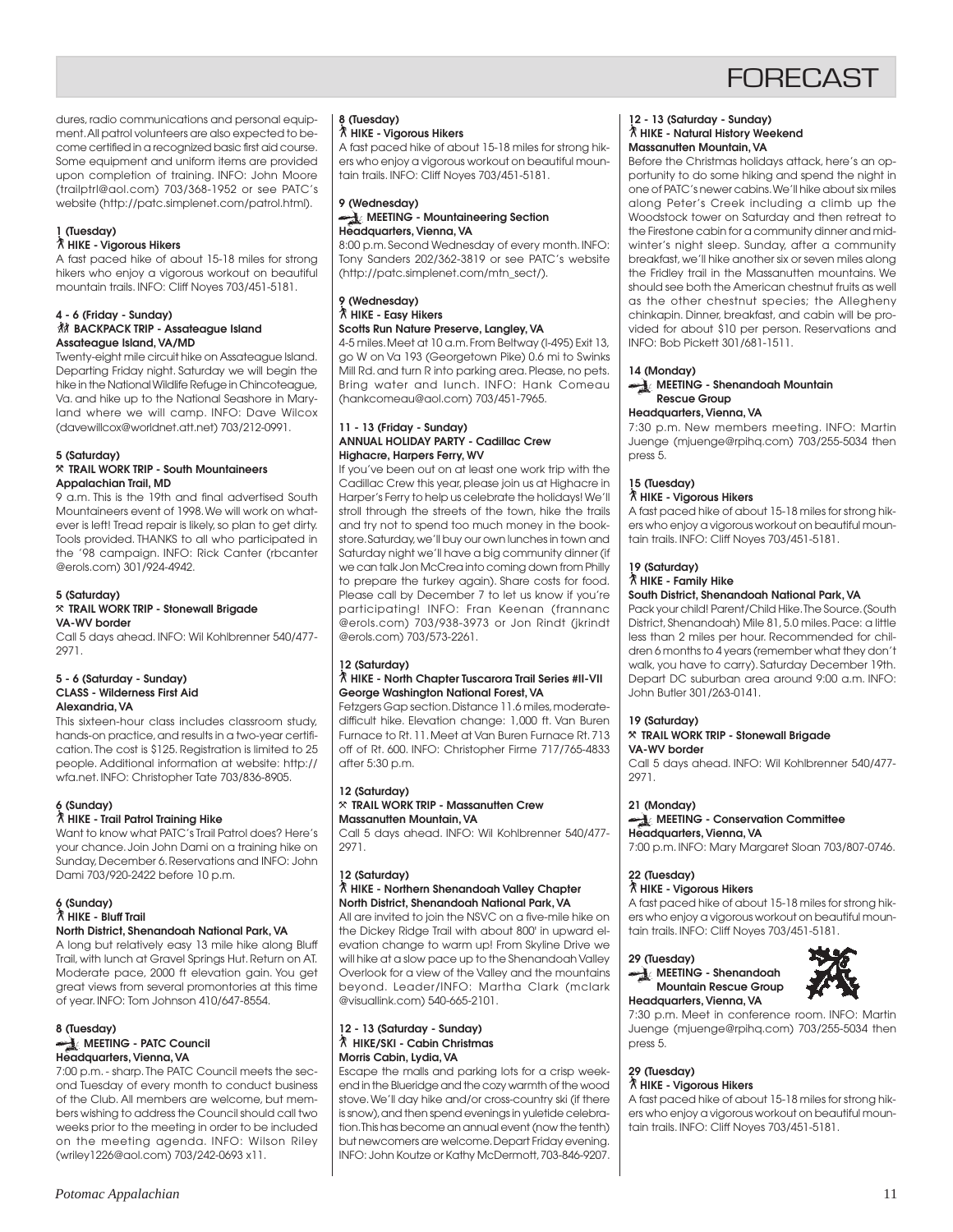dures, radio communications and personal equipment. All patrol volunteers are also expected to become certified in a recognized basic first aid course. Some equipment and uniform items are provided upon completion of training. INFO: John Moore (trailptrl@aol.com) 703/368-1952 or see PATC's website (http://patc.simplenet.com/patrol.html).

**1 (Tuesday)**
**HIKE - Vigorous Hikers**

A fast paced hike of about 15-18 miles for strong hikers who enjoy a vigorous workout on beautiful mountain trails. INFO: Cliff Noyes 703/451-5181.

**4 - 6 (Friday - Sunday)**
**BACKPACK TRIP - Assateague Island**
**Assateague Island, VA/MD**

Twenty-eight mile circuit hike on Assateague Island. Departing Friday night. Saturday we will begin the hike in the National Wildlife Refuge in Chincoteague, Va. and hike up to the National Seashore in Maryland where we will camp. INFO: Dave Wilcox (davewillcox@worldnet.att.net) 703/212-0991.

**5 (Saturday)**
**TRAIL WORK TRIP - South Mountaineers**
**Appalachian Trail, MD**

9 a.m. This is the 19th and final advertised South Mountaineers event of 1998. We will work on whatever is left! Tread repair is likely, so plan to get dirty. Tools provided. THANKS to all who participated in the '98 campaign. INFO: Rick Canter (rbcanter @erols.com) 301/924-4942.

**5 (Saturday)**
**TRAIL WORK TRIP - Stonewall Brigade**
**VA-WV border**

Call 5 days ahead. INFO: Wil Kohlbrenner 540/477-2971.

**5 - 6 (Saturday - Sunday)**
**CLASS - Wilderness First Aid**
**Alexandria, VA**

This sixteen-hour class includes classroom study, hands-on practice, and results in a two-year certification. The cost is $125. Registration is limited to 25 people. Additional information at website: http://wfa.net. INFO: Christopher Tate 703/836-8905.

**6 (Sunday)**
**HIKE - Trail Patrol Training Hike**

Want to know what PATC's Trail Patrol does? Here's your chance. Join John Dami on a training hike on Sunday, December 6. Reservations and INFO: John Dami 703/920-2422 before 10 p.m.

**6 (Sunday)**
**HIKE - Bluff Trail**
**North District, Shenandoah National Park, VA**

A long but relatively easy 13 mile hike along Bluff Trail, with lunch at Gravel Springs Hut. Return on AT. Moderate pace, 2000 ft elevation gain. You get great views from several promontories at this time of year. INFO: Tom Johnson 410/647-8554.

**8 (Tuesday)**
**MEETING - PATC Council**
**Headquarters, Vienna, VA**

7:00 p.m. - sharp. The PATC Council meets the second Tuesday of every month to conduct business of the Club. All members are welcome, but members wishing to address the Council should call two weeks prior to the meeting in order to be included on the meeting agenda. INFO: Wilson Riley (wriley1226@aol.com) 703/242-0693 x11.

**8 (Tuesday)**
**HIKE - Vigorous Hikers**

A fast paced hike of about 15-18 miles for strong hikers who enjoy a vigorous workout on beautiful mountain trails. INFO: Cliff Noyes 703/451-5181.

**9 (Wednesday)**
**MEETING - Mountaineering Section**
**Headquarters, Vienna, VA**

8:00 p.m. Second Wednesday of every month. INFO: Tony Sanders 202/362-3819 or see PATC's website (http://patc.simplenet.com/mtn_sect/).

**9 (Wednesday)**
**HIKE - Easy Hikers**
**Scotts Run Nature Preserve, Langley, VA**

4-5 miles. Meet at 10 a.m. From Beltway (I-495) Exit 13, go W on Va 193 (Georgetown Pike) 0.6 mi to Swinks Mill Rd. and turn R into parking area. Please, no pets. Bring water and lunch. INFO: Hank Comeau (hankcomeau@aol.com) 703/451-7965.

**11 - 13 (Friday - Sunday)**
**ANNUAL HOLIDAY PARTY - Cadillac Crew**
**Highacre, Harpers Ferry, WV**

If you've been out on at least one work trip with the Cadillac Crew this year, please join us at Highacre in Harper's Ferry to help us celebrate the holidays! We'll stroll through the streets of the town, hike the trails and try not to spend too much money in the bookstore. Saturday, we'll buy our own lunches in town and Saturday night we'll have a big community dinner (if we can talk Jon McCrea into coming down from Philly to prepare the turkey again). Share costs for food. Please call by December 7 to let us know if you're participating! INFO: Fran Keenan (frannanc @erols.com) 703/938-3973 or Jon Rindt (jkrindt @erols.com) 703/573-2261.

**12 (Saturday)**
**HIKE - North Chapter Tuscarora Trail Series #II-VII**
**George Washington National Forest, VA**

Fetzgers Gap section. Distance 11.6 miles, moderate-difficult hike. Elevation change: 1,000 ft. Van Buren Furnace to Rt. 11. Meet at Van Buren Furnace Rt. 713 off of Rt. 600. INFO: Christopher Firme 717/765-4833 after 5:30 p.m.

**12 (Saturday)**
**TRAIL WORK TRIP - Massanutten Crew**
**Massanutten Mountain, VA**

Call 5 days ahead. INFO: Wil Kohlbrenner 540/477-2971.

**12 (Saturday)**
**HIKE - Northern Shenandoah Valley Chapter**
**North District, Shenandoah National Park, VA**

All are invited to join the NSVC on a five-mile hike on the Dickey Ridge Trail with about 800' in upward elevation change to warm up! From Skyline Drive we will hike at a slow pace up to the Shenandoah Valley Overlook for a view of the Valley and the mountains beyond. Leader/INFO: Martha Clark (mclark @visuallink.com) 540-665-2101.

**12 - 13 (Saturday - Sunday)**
**HIKE/SKI - Cabin Christmas**
**Morris Cabin, Lydia, VA**

Escape the malls and parking lots for a crisp weekend in the Blueridge and the cozy warmth of the wood stove. We'll day hike and/or cross-country ski (if there is snow), and then spend evenings in yuletide celebration. This has become an annual event (now the tenth) but newcomers are welcome. Depart Friday evening. INFO: John Koutze or Kathy McDermott, 703-846-9207.

**12 - 13 (Saturday - Sunday)**
**HIKE - Natural History Weekend**
**Massanutten Mountain, VA**

Before the Christmas holidays attack, here's an opportunity to do some hiking and spend the night in one of PATC's newer cabins. We'll hike about six miles along Peter's Creek including a climb up the Woodstock tower on Saturday and then retreat to the Firestone cabin for a community dinner and mid-winter's night sleep. Sunday, after a community breakfast, we'll hike another six or seven miles along the Fridley trail in the Massanutten mountains. We should see both the American chestnut fruits as well as the other chestnut species; the Allegheny chinkapin. Dinner, breakfast, and cabin will be provided for about $10 per person. Reservations and INFO: Bob Pickett 301/681-1511.

**14 (Monday)**
**MEETING - Shenandoah Mountain Rescue Group**
**Headquarters, Vienna, VA**

7:30 p.m. New members meeting. INFO: Martin Juenge (mjuenge@rpihq.com) 703/255-5034 then press 5.

**15 (Tuesday)**
**HIKE - Vigorous Hikers**

A fast paced hike of about 15-18 miles for strong hikers who enjoy a vigorous workout on beautiful mountain trails. INFO: Cliff Noyes 703/451-5181.

**19 (Saturday)**
**HIKE - Family Hike**
**South District, Shenandoah National Park, VA**

Pack your child! Parent/Child Hike. The Source. (South District, Shenandoah) Mile 81, 5.0 miles. Pace: a little less than 2 miles per hour. Recommended for children 6 months to 4 years (remember what they don't walk, you have to carry). Saturday December 19th. Depart DC suburban area around 9:00 a.m. INFO: John Butler 301/263-0141.

**19 (Saturday)**
**TRAIL WORK TRIP - Stonewall Brigade**
**VA-WV border**

Call 5 days ahead. INFO: Wil Kohlbrenner 540/477-2971.

**21 (Monday)**
**MEETING - Conservation Committee**
**Headquarters, Vienna, VA**

7:00 p.m. INFO: Mary Margaret Sloan 703/807-0746.

**22 (Tuesday)**
**HIKE - Vigorous Hikers**

A fast paced hike of about 15-18 miles for strong hikers who enjoy a vigorous workout on beautiful mountain trails. INFO: Cliff Noyes 703/451-5181.

**29 (Tuesday)**
**MEETING - Shenandoah Mountain Rescue Group**
**Headquarters, Vienna, VA**

7:30 p.m. Meet in conference room. INFO: Martin Juenge (mjuenge@rpihq.com) 703/255-5034 then press 5.

**29 (Tuesday)**
**HIKE - Vigorous Hikers**

A fast paced hike of about 15-18 miles for strong hikers who enjoy a vigorous workout on beautiful mountain trails. INFO: Cliff Noyes 703/451-5181.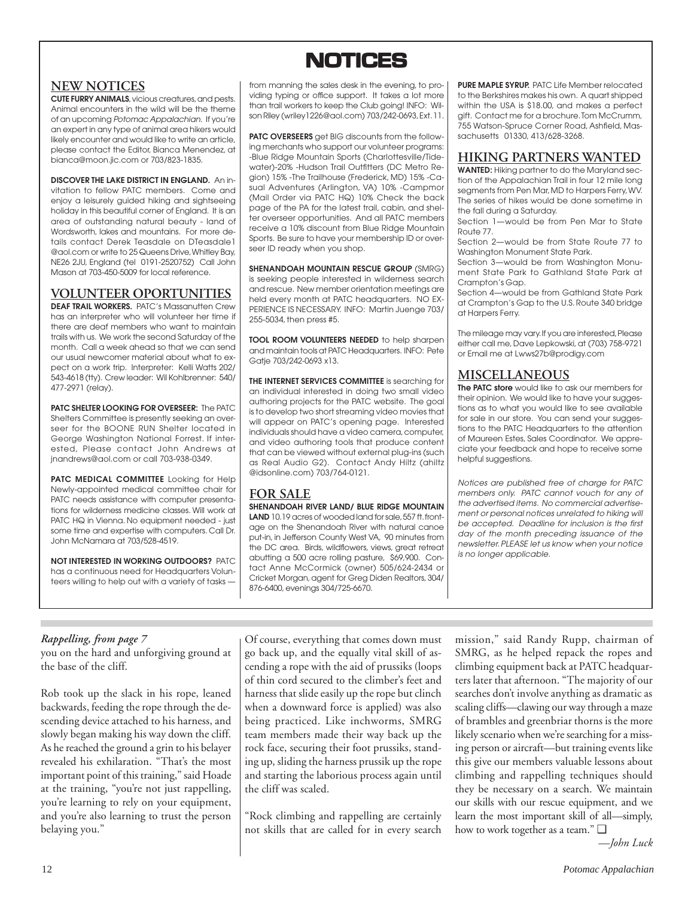# NOTICES

## NEW NOTICES

**CUTE FURRY ANIMALS**, vicious creatures, and pests. Animal encounters in the wild will be the theme of an upcoming *Potomac Appalachian*. If you're an expert in any type of animal area hikers would likely encounter and would like to write an article, please contact the Editor, Bianca Menendez, at bianca@moon.jic.com or 703/823-1835.

**DISCOVER THE LAKE DISTRICT IN ENGLAND.** An invitation to fellow PATC members. Come and enjoy a leisurely guided hiking and sightseeing holiday in this beautiful corner of England. It is an area of outstanding natural beauty - land of Wordsworth, lakes and mountains. For more details contact Derek Teasdale on DTeasdale1 @aol.com or write to 25 Queens Drive, Whitley Bay, NE26 2JU, England (tel 0191-2520752) Call John Mason at 703-450-5009 for local reference.

## VOLUNTEER OPORTUNITIES

**DEAF TRAIL WORKERS.** PATC's Massanutten Crew has an interpreter who will volunteer her time if there are deaf members who want to maintain trails with us. We work the second Saturday of the month. Call a week ahead so that we can send our usual newcomer material about what to expect on a work trip. Interpreter: Kelli Watts 202/543-4618 (tty). Crew leader: Wil Kohlbrenner: 540/477-2971 (relay).

**PATC SHELTER LOOKING FOR OVERSEER:** The PATC Shelters Committee is presently seeking an overseer for the BOONE RUN Shelter located in George Washington National Forrest. If interested, Please contact John Andrews at jnandrews@aol.com or call 703-938-0349.

**PATC MEDICAL COMMITTEE** Looking for Help Newly-appointed medical committee chair for PATC needs assistance with computer presentations for wilderness medicine classes. Will work at PATC HQ in Vienna. No equipment needed - just some time and expertise with computers. Call Dr. John McNamara at 703/528-4519.

**NOT INTERESTED IN WORKING OUTDOORS?** PATC has a continuous need for Headquarters Volunteers willing to help out with a variety of tasks — from manning the sales desk in the evening, to providing typing or office support. It takes a lot more than trail workers to keep the Club going! INFO: Wilson Riley (wriley1226@aol.com) 703/242-0693, Ext. 11.

**PATC OVERSEERS** get BIG discounts from the following merchants who support our volunteer programs: -Blue Ridge Mountain Sports (Charlottesville/Tidewater)-20% -Hudson Trail Outfitters (DC Metro Region) 15% -The Trailhouse (Frederick, MD) 15% -Casual Adventures (Arlington, VA) 10% -Campmor (Mail Order via PATC HQ) 10% Check the back page of the PA for the latest trail, cabin, and shelter overseer opportunities. And all PATC members receive a 10% discount from Blue Ridge Mountain Sports. Be sure to have your membership ID or overseer ID ready when you shop.

**SHENANDOAH MOUNTAIN RESCUE GROUP** (SMRG) is seeking people interested in wilderness search and rescue. New member orientation meetings are held every month at PATC headquarters. NO EXPERIENCE IS NECESSARY. INFO: Martin Juenge 703/255-5034, then press #5.

**TOOL ROOM VOLUNTEERS NEEDED** to help sharpen and maintain tools at PATC Headquarters. INFO: Pete Gatje 703/242-0693 x13.

**THE INTERNET SERVICES COMMITTEE** is searching for an individual interested in doing two small video authoring projects for the PATC website. The goal is to develop two short streaming video movies that will appear on PATC's opening page. Interested individuals should have a video camera, computer, and video authoring tools that produce content that can be viewed without external plug-ins (such as Real Audio G2). Contact Andy Hiltz (ahiltz @idsonline.com) 703/764-0121.

## FOR SALE

**SHENANDOAH RIVER LAND/ BLUE RIDGE MOUNTAIN LAND** 10.19 acres of wooded land for sale, 557 ft. frontage on the Shenandoah River with natural canoe put-in, in Jefferson County West VA, 90 minutes from the DC area. Birds, wildflowers, views, great retreat abutting a 500 acre rolling pasture, $69,900. Contact Anne McCormick (owner) 505/624-2434 or Cricket Morgan, agent for Greg Diden Realtors, 304/876-6400, evenings 304/725-6670.

**PURE MAPLE SYRUP.** PATC Life Member relocated to the Berkshires makes his own. A quart shipped within the USA is $18.00, and makes a perfect gift. Contact me for a brochure. Tom McCrumm, 755 Watson-Spruce Corner Road, Ashfield, Massachusetts 01330, 413/628-3268.

## HIKING PARTNERS WANTED

**WANTED:** Hiking partner to do the Maryland section of the Appalachian Trail in four 12 mile long segments from Pen Mar, MD to Harpers Ferry, WV. The series of hikes would be done sometime in the fall during a Saturday.

Section 1—would be from Pen Mar to State Route 77.

Section 2—would be from State Route 77 to Washington Monument State Park.

Section 3—would be from Washington Monument State Park to Gathland State Park at Crampton's Gap.

Section 4—would be from Gathland State Park at Crampton's Gap to the U.S. Route 340 bridge at Harpers Ferry.

The mileage may vary. If you are interested, Please either call me, Dave Lepkowski, at (703) 758-9721 or Email me at Lwws27b@prodigy.com

## MISCELLANEOUS

**The PATC store** would like to ask our members for their opinion. We would like to have your suggestions as to what you would like to see available for sale in our store. You can send your suggestions to the PATC Headquarters to the attention of Maureen Estes, Sales Coordinator. We appreciate your feedback and hope to receive some helpful suggestions.

*Notices are published free of charge for PATC members only. PATC cannot vouch for any of the advertised items. No commercial advertisement or personal notices unrelated to hiking will be accepted. Deadline for inclusion is the first day of the month preceding issuance of the newsletter. PLEASE let us know when your notice is no longer applicable.*

---

*Rappelling, from page 7*

you on the hard and unforgiving ground at the base of the cliff.

Rob took up the slack in his rope, leaned backwards, feeding the rope through the descending device attached to his harness, and slowly began making his way down the cliff. As he reached the ground a grin to his belayer revealed his exhilaration. "That's the most important point of this training," said Hoade at the training, "you're not just rappelling, you're learning to rely on your equipment, and you're also learning to trust the person belaying you."

Of course, everything that comes down must go back up, and the equally vital skill of ascending a rope with the aid of prussiks (loops of thin cord secured to the climber's feet and harness that slide easily up the rope but clinch when a downward force is applied) was also being practiced. Like inchworms, SMRG team members made their way back up the rock face, securing their foot prussiks, standing up, sliding the harness prussik up the rope and starting the laborious process again until the cliff was scaled.

"Rock climbing and rappelling are certainly not skills that are called for in every search mission," said Randy Rupp, chairman of SMRG, as he helped repack the ropes and climbing equipment back at PATC headquarters later that afternoon. "The majority of our searches don't involve anything as dramatic as scaling cliffs—clawing our way through a maze of brambles and greenbriar thorns is the more likely scenario when we're searching for a missing person or aircraft—but training events like this give our members valuable lessons about climbing and rappelling techniques should they be necessary on a search. We maintain our skills with our rescue equipment, and we learn the most important skill of all—simply, how to work together as a team." ❑

*—John Luck*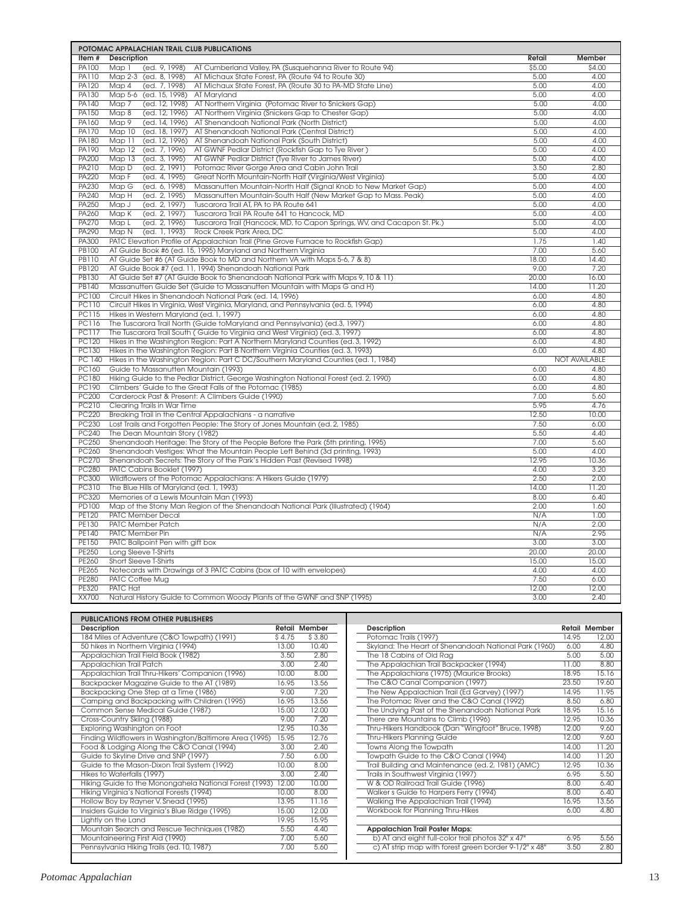## POTOMAC APPALACHIAN TRAIL CLUB PUBLICATIONS

| Item # | Description | Retail | Member |
|---|---|---|---|
| PA100 | Map 1 (ed. 9, 1998) AT Cumberland Valley, PA (Susquehanna River to Route 94) | $5.00 | $4.00 |
| PA110 | Map 2-3 (ed. 8, 1998) AT Michaux State Forest, PA (Route 94 to Route 30) | 5.00 | 4.00 |
| PA120 | Map 4 (ed. 7, 1998) AT Michaux State Forest, PA (Route 30 to PA-MD State Line) | 5.00 | 4.00 |
| PA130 | Map 5-6 (ed. 15, 1998) AT Maryland | 5.00 | 4.00 |
| PA140 | Map 7 (ed. 12, 1998) AT Northern Virginia (Potomac River to Snickers Gap) | 5.00 | 4.00 |
| PA150 | Map 8 (ed. 12, 1996) AT Northern Virginia (Snickers Gap to Chester Gap) | 5.00 | 4.00 |
| PA160 | Map 9 (ed. 14, 1996) AT Shenandoah National Park (North District) | 5.00 | 4.00 |
| PA170 | Map 10 (ed. 18, 1997) AT Shenandoah National Park (Central District) | 5.00 | 4.00 |
| PA180 | Map 11 (ed. 12, 1996) AT Shenandoah National Park (South District) | 5.00 | 4.00 |
| PA190 | Map 12 (ed. 7, 1996) AT GWNF Pedlar District (Rockfish Gap to Tye River ) | 5.00 | 4.00 |
| PA200 | Map 13 (ed. 3, 1995) AT GWNF Pedlar District (Tye River to James River) | 5.00 | 4.00 |
| PA210 | Map D (ed. 2, 1991) Potomac River Gorge Area and Cabin John Trail | 3.50 | 2.80 |
| PA220 | Map F (ed. 4, 1995) Great North Mountain-North Half (Virginia/West Virginia) | 5.00 | 4.00 |
| PA230 | Map G (ed. 6, 1998) Massanutten Mountain-North Half (Signal Knob to New Market Gap) | 5.00 | 4.00 |
| PA240 | Map H (ed. 2, 1995) Massanutten Mountain-South Half (New Market Gap to Mass. Peak) | 5.00 | 4.00 |
| PA250 | Map J (ed. 2, 1997) Tuscarora Trail AT, PA to PA Route 641 | 5.00 | 4.00 |
| PA260 | Map K (ed. 2, 1997) Tuscarora Trail PA Route 641 to Hancock, MD | 5.00 | 4.00 |
| PA270 | Map L (ed. 2, 1996) Tuscarora Trail (Hancock, MD, to Capon Springs, WV, and Cacapon St. Pk.) | 5.00 | 4.00 |
| PA290 | Map N (ed. 1, 1993) Rock Creek Park Area, DC | 5.00 | 4.00 |
| PA300 | PATC Elevation Profile of Appalachian Trail (Pine Grove Furnace to Rockfish Gap) | 1.75 | 1.40 |
| PB100 | AT Guide Book #6 (ed. 15, 1995) Maryland and Northern Virginia | 7.00 | 5.60 |
| PB110 | AT Guide Set #6 (AT Guide Book to MD and Northern VA with Maps 5-6, 7 & 8) | 18.00 | 14.40 |
| PB120 | AT Guide Book #7 (ed. 11, 1994) Shenandoah National Park | 9.00 | 7.20 |
| PB130 | AT Guide Set #7 (AT Guide Book to Shenandoah National Park with Maps 9, 10 & 11) | 20.00 | 16.00 |
| PB140 | Massanutten Guide Set (Guide to Massanutten Mountain with Maps G and H) | 14.00 | 11.20 |
| PC100 | Circuit Hikes in Shenandoah National Park (ed. 14, 1996) | 6.00 | 4.80 |
| PC110 | Circuit Hikes in Virginia, West Virginia, Maryland, and Pennsylvania (ed. 5, 1994) | 6.00 | 4.80 |
| PC115 | Hikes in Western Maryland (ed. 1, 1997) | 6.00 | 4.80 |
| PC116 | The Tuscarora Trail North (Guide toMaryland and Pennsylvania) (ed.3, 1997) | 6.00 | 4.80 |
| PC117 | The Tuscarora Trail South ( Guide to Virginia and West Virginia) (ed. 3, 1997) | 6.00 | 4.80 |
| PC120 | Hikes in the Washington Region: Part A Northern Maryland Counties (ed. 3, 1992) | 6.00 | 4.80 |
| PC130 | Hikes in the Washington Region: Part B Northern Virginia Counties (ed. 3, 1993) | 6.00 | 4.80 |
| PC 140 | Hikes in the Washington Region: Part C DC/Southern Maryland Counties (ed. 1, 1984) | NOT AVAILABLE | |
| PC160 | Guide to Massanutten Mountain (1993) | 6.00 | 4.80 |
| PC180 | Hiking Guide to the Pedlar District, George Washington National Forest (ed. 2, 1990) | 6.00 | 4.80 |
| PC190 | Climbers' Guide to the Great Falls of the Potomac (1985) | 6.00 | 4.80 |
| PC200 | Carderock Past & Present: A Climbers Guide (1990) | 7.00 | 5.60 |
| PC210 | Clearing Trails in War Time | 5.95 | 4.76 |
| PC220 | Breaking Trail in the Central Appalachians - a narrative | 12.50 | 10.00 |
| PC230 | Lost Trails and Forgotten People: The Story of Jones Mountain (ed. 2, 1985) | 7.50 | 6.00 |
| PC240 | The Dean Mountain Story (1982) | 5.50 | 4.40 |
| PC250 | Shenandoah Heritage: The Story of the People Before the Park (5th printing, 1995) | 7.00 | 5.60 |
| PC260 | Shenandoah Vestiges: What the Mountain People Left Behind (3d printing, 1993) | 5.00 | 4.00 |
| PC270 | Shenandoah Secrets: The Story of the Park's Hidden Past (Revised 1998) | 12.95 | 10.36 |
| PC280 | PATC Cabins Booklet (1997) | 4.00 | 3.20 |
| PC300 | Wildflowers of the Potomac Appalachians: A Hikers Guide (1979) | 2.50 | 2.00 |
| PC310 | The Blue Hills of Maryland (ed. 1, 1993) | 14.00 | 11.20 |
| PC320 | Memories of a Lewis Mountain Man (1993) | 8.00 | 6.40 |
| PD100 | Map of the Stony Man Region of the Shenandoah National Park (Illustrated) (1964) | 2.00 | 1.60 |
| PE120 | PATC Member Decal | N/A | 1.00 |
| PE130 | PATC Member Patch | N/A | 2.00 |
| PE140 | PATC Member Pin | N/A | 2.95 |
| PE150 | PATC Ballpoint Pen with gift box | 3.00 | 3.00 |
| PE250 | Long Sleeve T-Shirts | 20.00 | 20.00 |
| PE260 | Short Sleeve T-Shirts | 15.00 | 15.00 |
| PE265 | Notecards with Drawings of 3 PATC Cabins (box of 10 with envelopes) | 4.00 | 4.00 |
| PE280 | PATC Coffee Mug | 7.50 | 6.00 |
| PE320 | PATC Hat | 12.00 | 12.00 |
| XX700 | Natural History Guide to Common Woody Plants of the GWNF and SNP (1995) | 3.00 | 2.40 |

## PUBLICATIONS FROM OTHER PUBLISHERS

| Description | Retail | Member |
|---|---|---|
| 184 Miles of Adventure (C&O Towpath) (1991) | $ 4.75 | $ 3.80 |
| 50 hikes in Northern Virginia (1994) | 13.00 | 10.40 |
| Appalachian Trail Field Book (1982) | 3.50 | 2.80 |
| Appalachian Trail Patch | 3.00 | 2.40 |
| Appalachian Trail Thru-Hikers' Companion (1996) | 10.00 | 8.00 |
| Backpacker Magazine Guide to the AT (1989) | 16.95 | 13.56 |
| Backpacking One Step at a Time (1986) | 9.00 | 7.20 |
| Camping and Backpacking with Children (1995) | 16.95 | 13.56 |
| Common Sense Medical Guide (1987) | 15.00 | 12.00 |
| Cross-Country Skiing (1988) | 9.00 | 7.20 |
| Exploring Washington on Foot | 12.95 | 10.36 |
| Finding Wildflowers in Washington/Baltimore Area (1995) | 15.95 | 12.76 |
| Food & Lodging Along the C&O Canal (1994) | 3.00 | 2.40 |
| Guide to Skyline Drive and SNP (1997) | 7.50 | 6.00 |
| Guide to the Mason-Dixon Trail System (1992) | 10.00 | 8.00 |
| Hikes to Waterfalls (1997) | 3.00 | 2.40 |
| Hiking Guide to the Monongahela National Forest (1993) | 12.00 | 10.00 |
| Hiking Virginia's National Forests (1994) | 10.00 | 8.00 |
| Hollow Boy by Rayner V. Snead (1995) | 13.95 | 11.16 |
| Insiders Guide to Virginia's Blue Ridge (1995) | 15.00 | 12.00 |
| Lightly on the Land | 19.95 | 15.95 |
| Mountain Search and Rescue Techniques (1982) | 5.50 | 4.40 |
| Mountaineering First Aid (1990) | 7.00 | 5.60 |
| Pennsylvania Hiking Trails (ed. 10, 1987) | 7.00 | 5.60 |
| Potomac Trails (1997) | 14.95 | 12.00 |
| Skyland: The Heart of Shenandoah National Park (1960) | 6.00 | 4.80 |
| The 18 Cabins of Old Rag | 5.00 | 5.00 |
| The Appalachian Trail Backpacker (1994) | 11.00 | 8.80 |
| The Appalachians (1975) (Maurice Brooks) | 18.95 | 15.16 |
| The C&O Canal Companion (1997) | 23.50 | 19.60 |
| The New Appalachian Trail (Ed Garvey) (1997) | 14.95 | 11.95 |
| The Potomac River and the C&O Canal (1992) | 8.50 | 6.80 |
| The Undying Past of the Shenandoah National Park | 18.95 | 15.16 |
| There are Mountains to Climb (1996) | 12.95 | 10.36 |
| Thru-Hikers Handbook (Dan "Wingfoot" Bruce, 1998) | 12.00 | 9.60 |
| Thru-Hikers Planning Guide | 12.00 | 9.60 |
| Towns Along the Towpath | 14.00 | 11.20 |
| Towpath Guide to the C&O Canal (1994) | 14.00 | 11.20 |
| Trail Building and Maintenance (ed. 2, 1981) (AMC) | 12.95 | 10.36 |
| Trails in Southwest Virginia (1997) | 6.95 | 5.50 |
| W & OD Railroad Trail Guide (1996) | 8.00 | 6.40 |
| Walker s Guide to Harpers Ferry (1994) | 8.00 | 6.40 |
| Walking the Appalachian Trail (1994) | 16.95 | 13.56 |
| Workbook for Planning Thru-Hikes | 6.00 | 4.80 |
| **Appalachian Trail Poster Maps:** | | |
| b) AT and eight full-color trail photos 32" x 47" | 6.95 | 5.56 |
| c) AT strip map with forest green border 9-1/2" x 48" | 3.50 | 2.80 |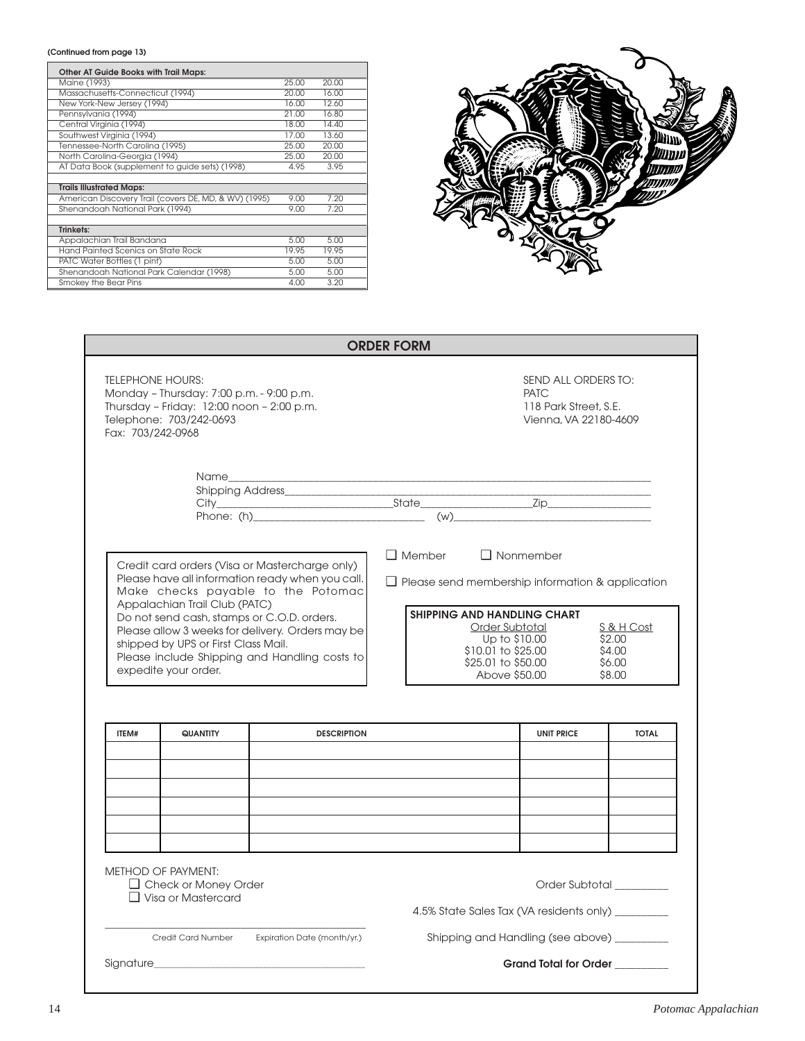**(Continued from page 13)**

| Other AT Guide Books with Trail Maps: | | |
|---|---|---|
| Maine (1993) | 25.00 | 20.00 |
| Massachusetts-Connecticut (1994) | 20.00 | 16.00 |
| New York-New Jersey (1994) | 16.00 | 12.60 |
| Pennsylvania (1994) | 21.00 | 16.80 |
| Central Virginia (1994) | 18.00 | 14.40 |
| Southwest Virginia (1994) | 17.00 | 13.60 |
| Tennessee-North Carolina (1995) | 25.00 | 20.00 |
| North Carolina-Georgia (1994) | 25.00 | 20.00 |
| AT Data Book (supplement to guide sets) (1998) | 4.95 | 3.95 |
| | | |
| **Trails Illustrated Maps:** | | |
| American Discovery Trail (covers DE, MD, & WV) (1995) | 9.00 | 7.20 |
| Shenandoah National Park (1994) | 9.00 | 7.20 |
| | | |
| **Trinkets:** | | |
| Appalachian Trail Bandana | 5.00 | 5.00 |
| Hand Painted Scenics on State Rock | 19.95 | 19.95 |
| PATC Water Bottles (1 pint) | 5.00 | 5.00 |
| Shenandoah National Park Calendar (1998) | 5.00 | 5.00 |
| Smokey the Bear Pins | 4.00 | 3.20 |

## ORDER FORM

TELEPHONE HOURS:
Monday – Thursday: 7:00 p.m. - 9:00 p.m.
Thursday – Friday: 12:00 noon – 2:00 p.m.
Telephone: 703/242-0693
Fax: 703/242-0968

SEND ALL ORDERS TO:
PATC
118 Park Street, S.E.
Vienna, VA 22180-4609

Name\_\_\_\_\_\_\_\_\_\_\_\_\_\_\_\_\_\_\_\_\_\_\_\_\_\_\_\_\_\_\_\_\_\_\_\_\_\_\_\_
Shipping Address\_\_\_\_\_\_\_\_\_\_\_\_\_\_\_\_\_\_\_\_\_\_\_\_\_\_\_\_\_\_\_\_\_\_
City\_\_\_\_\_\_\_\_\_\_\_\_\_\_\_\_\_\_ State\_\_\_\_\_\_\_\_\_\_\_\_ Zip\_\_\_\_\_\_\_\_\_\_\_\_
Phone: (h)\_\_\_\_\_\_\_\_\_\_\_\_\_\_\_\_\_\_ (w)\_\_\_\_\_\_\_\_\_\_\_\_\_\_\_\_\_\_

Credit card orders (Visa or Mastercharge only) Please have all information ready when you call. Make checks payable to the Potomac Appalachian Trail Club (PATC)
Do not send cash, stamps or C.O.D. orders.
Please allow 3 weeks for delivery. Orders may be shipped by UPS or First Class Mail.
Please include Shipping and Handling costs to expedite your order.

❑ Member ❑ Nonmember

❑ Please send membership information & application

**SHIPPING AND HANDLING CHART**

| Order Subtotal | S & H Cost |
|---|---|
| Up to $10.00 | $2.00 |
| $10.01 to $25.00 | $4.00 |
| $25.01 to $50.00 | $6.00 |
| Above $50.00 | $8.00 |

| ITEM# | QUANTITY | DESCRIPTION | UNIT PRICE | TOTAL |
|---|---|---|---|---|
| | | | | |
| | | | | |
| | | | | |
| | | | | |
| | | | | |
| | | | | |

METHOD OF PAYMENT:
❑ Check or Money Order
❑ Visa or Mastercard

\_\_\_\_\_\_\_\_\_\_\_\_\_\_\_\_\_\_\_\_\_\_\_\_\_\_\_\_\_\_\_\_\_\_\_\_\_\_\_\_
Credit Card Number Expiration Date (month/yr.)

Signature\_\_\_\_\_\_\_\_\_\_\_\_\_\_\_\_\_\_\_\_\_\_\_\_\_\_\_\_\_\_\_\_\_\_

Order Subtotal \_\_\_\_\_\_\_\_\_\_

4.5% State Sales Tax (VA residents only) \_\_\_\_\_\_\_\_\_\_

Shipping and Handling (see above) \_\_\_\_\_\_\_\_\_\_

**Grand Total for Order** \_\_\_\_\_\_\_\_\_\_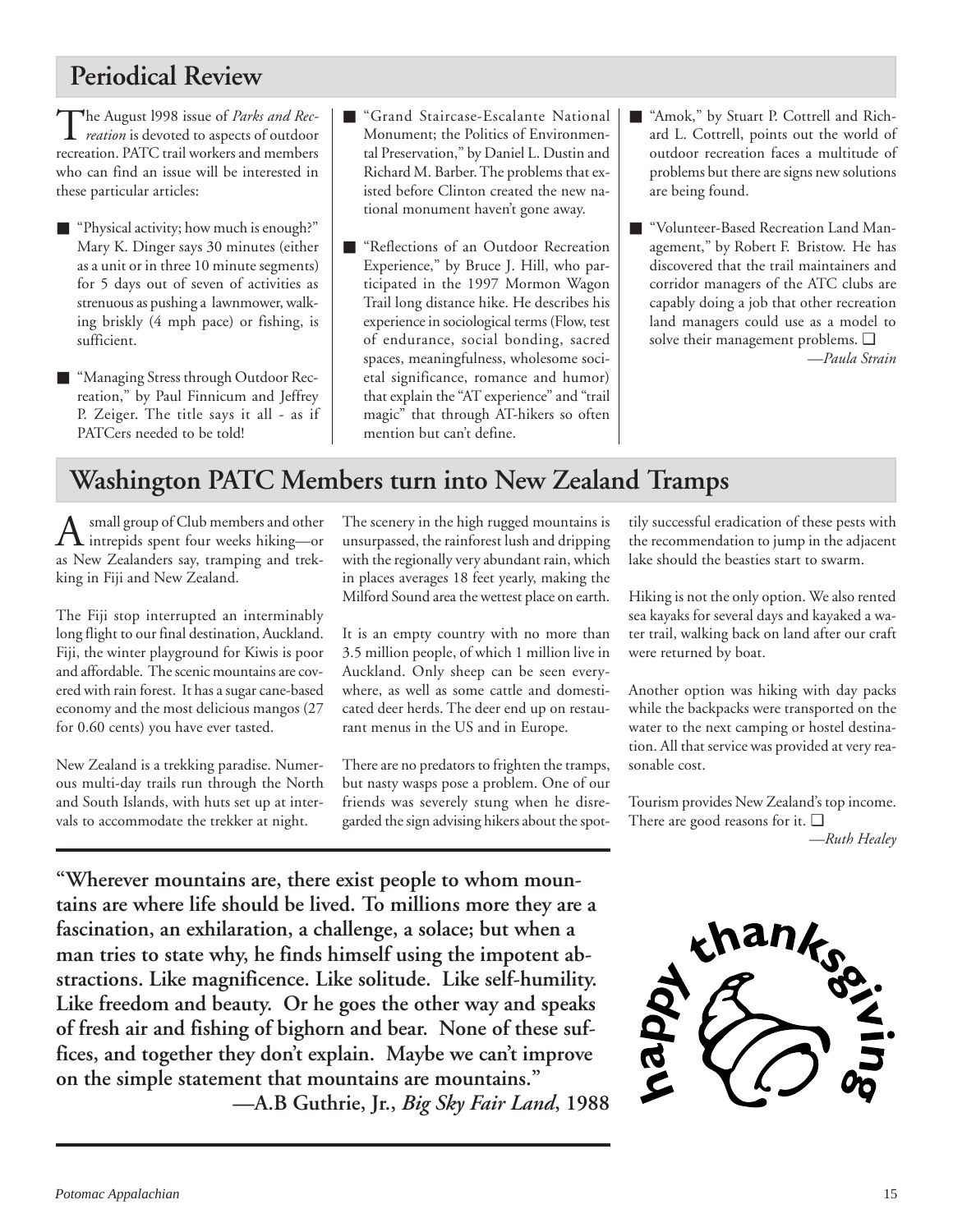## Periodical Review

The August l998 issue of *Parks and Recreation* is devoted to aspects of outdoor recreation. PATC trail workers and members who can find an issue will be interested in these particular articles:

- "Physical activity; how much is enough?" Mary K. Dinger says 30 minutes (either as a unit or in three 10 minute segments) for 5 days out of seven of activities as strenuous as pushing a lawnmower, walking briskly (4 mph pace) or fishing, is sufficient.
- "Managing Stress through Outdoor Recreation," by Paul Finnicum and Jeffrey P. Zeiger. The title says it all - as if PATCers needed to be told!
- "Grand Staircase-Escalante National Monument; the Politics of Environmental Preservation," by Daniel L. Dustin and Richard M. Barber. The problems that existed before Clinton created the new national monument haven't gone away.
- "Reflections of an Outdoor Recreation Experience," by Bruce J. Hill, who participated in the 1997 Mormon Wagon Trail long distance hike. He describes his experience in sociological terms (Flow, test of endurance, social bonding, sacred spaces, meaningfulness, wholesome societal significance, romance and humor) that explain the "AT experience" and "trail magic" that through AT-hikers so often mention but can't define.
- "Amok," by Stuart P. Cottrell and Richard L. Cottrell, points out the world of outdoor recreation faces a multitude of problems but there are signs new solutions are being found.
- "Volunteer-Based Recreation Land Management," by Robert F. Bristow. He has discovered that the trail maintainers and corridor managers of the ATC clubs are capably doing a job that other recreation land managers could use as a model to solve their management problems. ❑

*—Paula Strain*

## Washington PATC Members turn into New Zealand Tramps

A small group of Club members and other intrepids spent four weeks hiking—or as New Zealanders say, tramping and trekking in Fiji and New Zealand.

The Fiji stop interrupted an interminably long flight to our final destination, Auckland. Fiji, the winter playground for Kiwis is poor and affordable. The scenic mountains are covered with rain forest. It has a sugar cane-based economy and the most delicious mangos (27 for 0.60 cents) you have ever tasted.

New Zealand is a trekking paradise. Numerous multi-day trails run through the North and South Islands, with huts set up at intervals to accommodate the trekker at night.

The scenery in the high rugged mountains is unsurpassed, the rainforest lush and dripping with the regionally very abundant rain, which in places averages 18 feet yearly, making the Milford Sound area the wettest place on earth.

It is an empty country with no more than 3.5 million people, of which 1 million live in Auckland. Only sheep can be seen everywhere, as well as some cattle and domesticated deer herds. The deer end up on restaurant menus in the US and in Europe.

There are no predators to frighten the tramps, but nasty wasps pose a problem. One of our friends was severely stung when he disregarded the sign advising hikers about the spottily successful eradication of these pests with the recommendation to jump in the adjacent lake should the beasties start to swarm.

Hiking is not the only option. We also rented sea kayaks for several days and kayaked a water trail, walking back on land after our craft were returned by boat.

Another option was hiking with day packs while the backpacks were transported on the water to the next camping or hostel destination. All that service was provided at very reasonable cost.

Tourism provides New Zealand's top income. There are good reasons for it. ❑

*—Ruth Healey*

**"Wherever mountains are, there exist people to whom mountains are where life should be lived. To millions more they are a fascination, an exhilaration, a challenge, a solace; but when a man tries to state why, he finds himself using the impotent abstractions. Like magnificence. Like solitude. Like self-humility. Like freedom and beauty. Or he goes the other way and speaks of fresh air and fishing of bighorn and bear. None of these suffices, and together they don't explain. Maybe we can't improve on the simple statement that mountains are mountains."**

**—A.B Guthrie, Jr., *Big Sky Fair Land*, 1988**

happy thanksgiving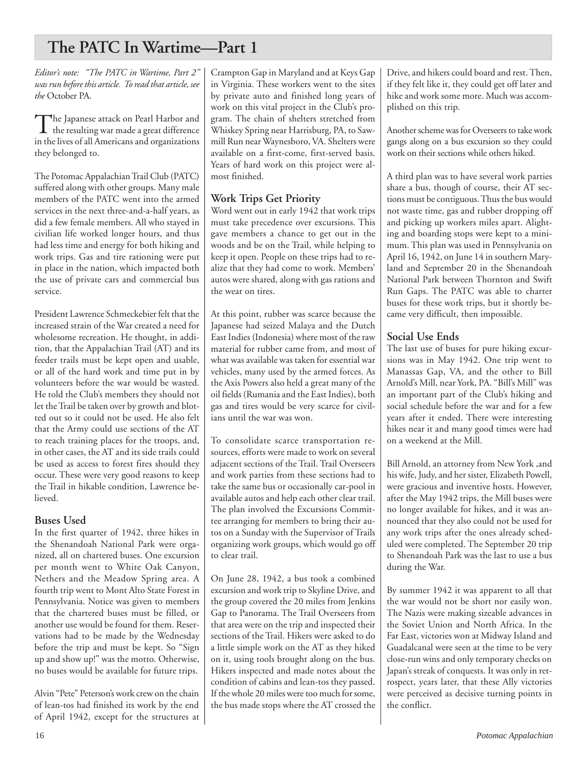# The PATC In Wartime—Part 1

*Editor's note: "The PATC in Wartime, Part 2" was run before this article. To read that article, see the* October PA.

The Japanese attack on Pearl Harbor and the resulting war made a great difference in the lives of all Americans and organizations they belonged to.

The Potomac Appalachian Trail Club (PATC) suffered along with other groups. Many male members of the PATC went into the armed services in the next three-and-a-half years, as did a few female members. All who stayed in civilian life worked longer hours, and thus had less time and energy for both hiking and work trips. Gas and tire rationing were put in place in the nation, which impacted both the use of private cars and commercial bus service.

President Lawrence Schmeckebier felt that the increased strain of the War created a need for wholesome recreation. He thought, in addition, that the Appalachian Trail (AT) and its feeder trails must be kept open and usable, or all of the hard work and time put in by volunteers before the war would be wasted. He told the Club's members they should not let the Trail be taken over by growth and blotted out so it could not be used. He also felt that the Army could use sections of the AT to reach training places for the troops, and, in other cases, the AT and its side trails could be used as access to forest fires should they occur. These were very good reasons to keep the Trail in hikable condition, Lawrence believed.

## Buses Used

In the first quarter of 1942, three hikes in the Shenandoah National Park were organized, all on chartered buses. One excursion per month went to White Oak Canyon, Nethers and the Meadow Spring area. A fourth trip went to Mont Alto State Forest in Pennsylvania. Notice was given to members that the chartered buses must be filled, or another use would be found for them. Reservations had to be made by the Wednesday before the trip and must be kept. So "Sign up and show up!" was the motto. Otherwise, no buses would be available for future trips.

Alvin "Pete" Peterson's work crew on the chain of lean-tos had finished its work by the end of April 1942, except for the structures at Crampton Gap in Maryland and at Keys Gap in Virginia. These workers went to the sites by private auto and finished long years of work on this vital project in the Club's program. The chain of shelters stretched from Whiskey Spring near Harrisburg, PA, to Sawmill Run near Waynesboro, VA. Shelters were available on a first-come, first-served basis. Years of hard work on this project were almost finished.

## Work Trips Get Priority

Word went out in early 1942 that work trips must take precedence over excursions. This gave members a chance to get out in the woods and be on the Trail, while helping to keep it open. People on these trips had to realize that they had come to work. Members' autos were shared, along with gas rations and the wear on tires.

At this point, rubber was scarce because the Japanese had seized Malaya and the Dutch East Indies (Indonesia) where most of the raw material for rubber came from, and most of what was available was taken for essential war vehicles, many used by the armed forces. As the Axis Powers also held a great many of the oil fields (Rumania and the East Indies), both gas and tires would be very scarce for civilians until the war was won.

To consolidate scarce transportation resources, efforts were made to work on several adjacent sections of the Trail. Trail Overseers and work parties from these sections had to take the same bus or occasionally car-pool in available autos and help each other clear trail. The plan involved the Excursions Committee arranging for members to bring their autos on a Sunday with the Supervisor of Trails organizing work groups, which would go off to clear trail.

On June 28, 1942, a bus took a combined excursion and work trip to Skyline Drive, and the group covered the 20 miles from Jenkins Gap to Panorama. The Trail Overseers from that area were on the trip and inspected their sections of the Trail. Hikers were asked to do a little simple work on the AT as they hiked on it, using tools brought along on the bus. Hikers inspected and made notes about the condition of cabins and lean-tos they passed. If the whole 20 miles were too much for some, the bus made stops where the AT crossed the Drive, and hikers could board and rest. Then, if they felt like it, they could get off later and hike and work some more. Much was accomplished on this trip.

Another scheme was for Overseers to take work gangs along on a bus excursion so they could work on their sections while others hiked.

A third plan was to have several work parties share a bus, though of course, their AT sections must be contiguous. Thus the bus would not waste time, gas and rubber dropping off and picking up workers miles apart. Alighting and boarding stops were kept to a minimum. This plan was used in Pennsylvania on April 16, 1942, on June 14 in southern Maryland and September 20 in the Shenandoah National Park between Thornton and Swift Run Gaps. The PATC was able to charter buses for these work trips, but it shortly became very difficult, then impossible.

## Social Use Ends

The last use of buses for pure hiking excursions was in May 1942. One trip went to Manassas Gap, VA, and the other to Bill Arnold's Mill, near York, PA. "Bill's Mill" was an important part of the Club's hiking and social schedule before the war and for a few years after it ended. There were interesting hikes near it and many good times were had on a weekend at the Mill.

Bill Arnold, an attorney from New York ,and his wife, Judy, and her sister, Elizabeth Powell, were gracious and inventive hosts. However, after the May 1942 trips, the Mill buses were no longer available for hikes, and it was announced that they also could not be used for any work trips after the ones already scheduled were completed. The September 20 trip to Shenandoah Park was the last to use a bus during the War.

By summer 1942 it was apparent to all that the war would not be short nor easily won. The Nazis were making sizeable advances in the Soviet Union and North Africa. In the Far East, victories won at Midway Island and Guadalcanal were seen at the time to be very close-run wins and only temporary checks on Japan's streak of conquests. It was only in retrospect, years later, that these Ally victories were perceived as decisive turning points in the conflict.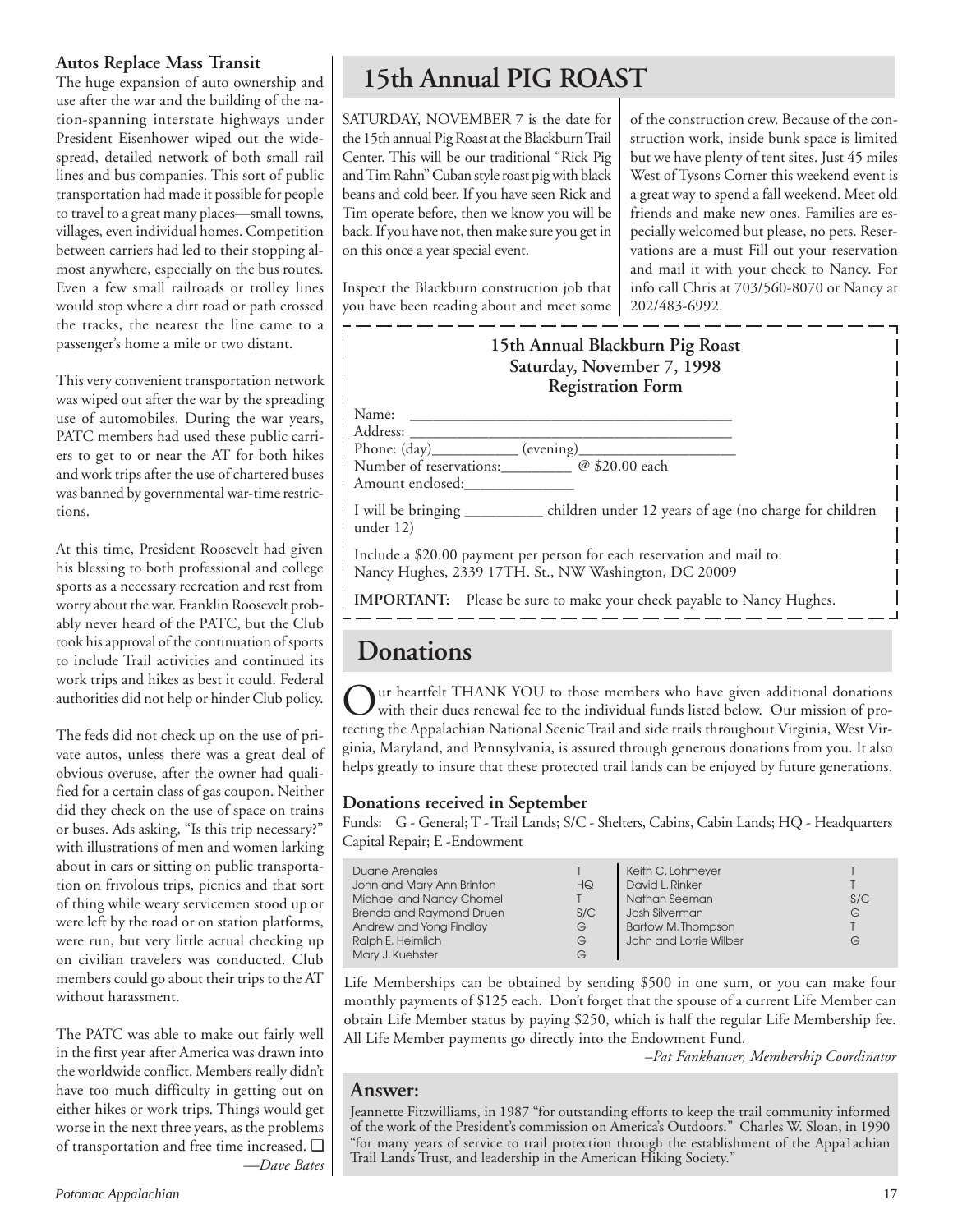### Autos Replace Mass Transit

The huge expansion of auto ownership and use after the war and the building of the nation-spanning interstate highways under President Eisenhower wiped out the widespread, detailed network of both small rail lines and bus companies. This sort of public transportation had made it possible for people to travel to a great many places—small towns, villages, even individual homes. Competition between carriers had led to their stopping almost anywhere, especially on the bus routes. Even a few small railroads or trolley lines would stop where a dirt road or path crossed the tracks, the nearest the line came to a passenger's home a mile or two distant.

This very convenient transportation network was wiped out after the war by the spreading use of automobiles. During the war years, PATC members had used these public carriers to get to or near the AT for both hikes and work trips after the use of chartered buses was banned by governmental war-time restrictions.

At this time, President Roosevelt had given his blessing to both professional and college sports as a necessary recreation and rest from worry about the war. Franklin Roosevelt probably never heard of the PATC, but the Club took his approval of the continuation of sports to include Trail activities and continued its work trips and hikes as best it could. Federal authorities did not help or hinder Club policy.

The feds did not check up on the use of private autos, unless there was a great deal of obvious overuse, after the owner had qualified for a certain class of gas coupon. Neither did they check on the use of space on trains or buses. Ads asking, "Is this trip necessary?" with illustrations of men and women larking about in cars or sitting on public transportation on frivolous trips, picnics and that sort of thing while weary servicemen stood up or were left by the road or on station platforms, were run, but very little actual checking up on civilian travelers was conducted. Club members could go about their trips to the AT without harassment.

The PATC was able to make out fairly well in the first year after America was drawn into the worldwide conflict. Members really didn't have too much difficulty in getting out on either hikes or work trips. Things would get worse in the next three years, as the problems of transportation and free time increased. ❑

*—Dave Bates*

# 15th Annual PIG ROAST

SATURDAY, NOVEMBER 7 is the date for the 15th annual Pig Roast at the Blackburn Trail Center. This will be our traditional "Rick Pig and Tim Rahn" Cuban style roast pig with black beans and cold beer. If you have seen Rick and Tim operate before, then we know you will be back. If you have not, then make sure you get in on this once a year special event.

Inspect the Blackburn construction job that you have been reading about and meet some of the construction crew. Because of the construction work, inside bunk space is limited but we have plenty of tent sites. Just 45 miles West of Tysons Corner this weekend event is a great way to spend a fall weekend. Meet old friends and make new ones. Families are especially welcomed but please, no pets. Reservations are a must Fill out your reservation and mail it with your check to Nancy. For info call Chris at 703/560-8070 or Nancy at 202/483-6992.

**15th Annual Blackburn Pig Roast**
**Saturday, November 7, 1998**
**Registration Form**

Name: ________________________________________

Address: ______________________________________

Phone: (day)___________ (evening)____________________

Number of reservations:_________ @ $20.00 each

Amount enclosed:______________

I will be bringing __________ children under 12 years of age (no charge for children under 12)

Include a $20.00 payment per person for each reservation and mail to:
Nancy Hughes, 2339 17TH. St., NW Washington, DC 20009

**IMPORTANT:** Please be sure to make your check payable to Nancy Hughes.

# Donations

Our heartfelt THANK YOU to those members who have given additional donations with their dues renewal fee to the individual funds listed below. Our mission of protecting the Appalachian National Scenic Trail and side trails throughout Virginia, West Virginia, Maryland, and Pennsylvania, is assured through generous donations from you. It also helps greatly to insure that these protected trail lands can be enjoyed by future generations.

### Donations received in September

Funds: G - General; T - Trail Lands; S/C - Shelters, Cabins, Cabin Lands; HQ - Headquarters Capital Repair; E -Endowment

| Name | Fund | Name | Fund |
|---|---|---|---|
| Duane Arenales | T | Keith C. Lohmeyer | T |
| John and Mary Ann Brinton | HQ | David L. Rinker | T |
| Michael and Nancy Chomel | T | Nathan Seeman | S/C |
| Brenda and Raymond Druen | S/C | Josh Silverman | G |
| Andrew and Yong Findlay | G | Bartow M. Thompson | T |
| Ralph E. Heimlich | G | John and Lorrie Wilber | G |
| Mary J. Kuehster | G | | |

Life Memberships can be obtained by sending $500 in one sum, or you can make four monthly payments of $125 each. Don't forget that the spouse of a current Life Member can obtain Life Member status by paying $250, which is half the regular Life Membership fee. All Life Member payments go directly into the Endowment Fund.

*–Pat Fankhauser, Membership Coordinator*

## Answer:

Jeannette Fitzwilliams, in 1987 "for outstanding efforts to keep the trail community informed of the work of the President's commission on America's Outdoors." Charles W. Sloan, in 1990 "for many years of service to trail protection through the establishment of the Appa1achian Trail Lands Trust, and leadership in the American Hiking Society."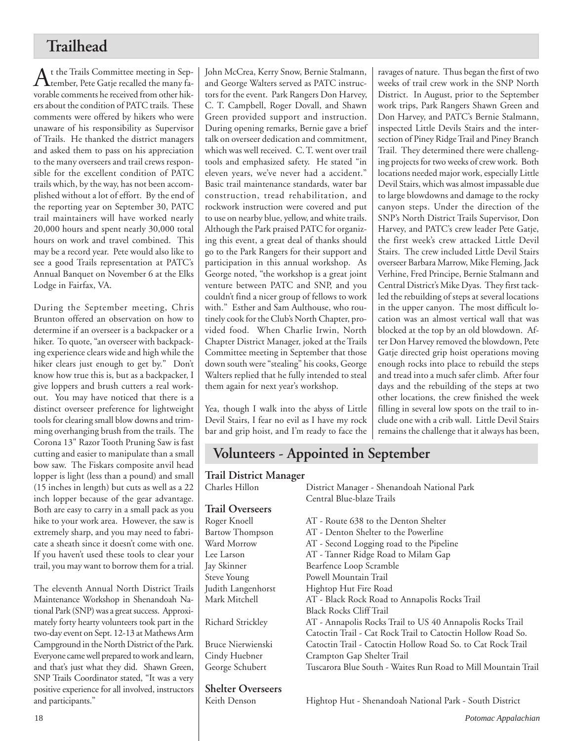# Trailhead

At the Trails Committee meeting in September, Pete Gatje recalled the many favorable comments he received from other hikers about the condition of PATC trails. These comments were offered by hikers who were unaware of his responsibility as Supervisor of Trails. He thanked the district managers and asked them to pass on his appreciation to the many overseers and trail crews responsible for the excellent condition of PATC trails which, by the way, has not been accomplished without a lot of effort. By the end of the reporting year on September 30, PATC trail maintainers will have worked nearly 20,000 hours and spent nearly 30,000 total hours on work and travel combined. This may be a record year. Pete would also like to see a good Trails representation at PATC's Annual Banquet on November 6 at the Elks Lodge in Fairfax, VA.

During the September meeting, Chris Brunton offered an observation on how to determine if an overseer is a backpacker or a hiker. To quote, "an overseer with backpacking experience clears wide and high while the hiker clears just enough to get by." Don't know how true this is, but as a backpacker, I give loppers and brush cutters a real workout. You may have noticed that there is a distinct overseer preference for lightweight tools for clearing small blow downs and trimming overhanging brush from the trails. The Corona 13" Razor Tooth Pruning Saw is fast cutting and easier to manipulate than a small bow saw. The Fiskars composite anvil head lopper is light (less than a pound) and small (15 inches in length) but cuts as well as a 22 inch lopper because of the gear advantage. Both are easy to carry in a small pack as you hike to your work area. However, the saw is extremely sharp, and you may need to fabricate a sheath since it doesn't come with one. If you haven't used these tools to clear your trail, you may want to borrow them for a trial.

The eleventh Annual North District Trails Maintenance Workshop in Shenandoah National Park (SNP) was a great success. Approximately forty hearty volunteers took part in the two-day event on Sept. 12-13 at Mathews Arm Campground in the North District of the Park. Everyone came well prepared to work and learn, and that's just what they did. Shawn Green, SNP Trails Coordinator stated, "It was a very positive experience for all involved, instructors and participants."

John McCrea, Kerry Snow, Bernie Stalmann, and George Walters served as PATC instructors for the event. Park Rangers Don Harvey, C. T. Campbell, Roger Dovall, and Shawn Green provided support and instruction. During opening remarks, Bernie gave a brief talk on overseer dedication and commitment, which was well received. C. T. went over trail tools and emphasized safety. He stated "in eleven years, we've never had a accident." Basic trail maintenance standards, water bar construction, tread rehabilitation, and rockwork instruction were covered and put to use on nearby blue, yellow, and white trails. Although the Park praised PATC for organizing this event, a great deal of thanks should go to the Park Rangers for their support and participation in this annual workshop. As George noted, "the workshop is a great joint venture between PATC and SNP, and you couldn't find a nicer group of fellows to work with." Esther and Sam Aulthouse, who routinely cook for the Club's North Chapter, provided food. When Charlie Irwin, North Chapter District Manager, joked at the Trails Committee meeting in September that those down south were "stealing" his cooks, George Walters replied that he fully intended to steal them again for next year's workshop.

Yea, though I walk into the abyss of Little Devil Stairs, I fear no evil as I have my rock bar and grip hoist, and I'm ready to face the ravages of nature. Thus began the first of two weeks of trail crew work in the SNP North District. In August, prior to the September work trips, Park Rangers Shawn Green and Don Harvey, and PATC's Bernie Stalmann, inspected Little Devils Stairs and the intersection of Piney Ridge Trail and Piney Branch Trail. They determined there were challenging projects for two weeks of crew work. Both locations needed major work, especially Little Devil Stairs, which was almost impassable due to large blowdowns and damage to the rocky canyon steps. Under the direction of the SNP's North District Trails Supervisor, Don Harvey, and PATC's crew leader Pete Gatje, the first week's crew attacked Little Devil Stairs. The crew included Little Devil Stairs overseer Barbara Marrow, Mike Fleming, Jack Verhine, Fred Principe, Bernie Stalmann and Central District's Mike Dyas. They first tackled the rebuilding of steps at several locations in the upper canyon. The most difficult location was an almost vertical wall that was blocked at the top by an old blowdown. After Don Harvey removed the blowdown, Pete Gatje directed grip hoist operations moving enough rocks into place to rebuild the steps and tread into a much safer climb. After four days and the rebuilding of the steps at two other locations, the crew finished the week filling in several low spots on the trail to include one with a crib wall. Little Devil Stairs remains the challenge that it always has been,

# Volunteers - Appointed in September

### Trail District Manager

| | |
|---|---|
| Charles Hillon | District Manager - Shenandoah National Park<br>Central Blue-blaze Trails |

### Trail Overseers

| | |
|---|---|
| Roger Knoell | AT - Route 638 to the Denton Shelter |
| Bartow Thompson | AT - Denton Shelter to the Powerline |
| Ward Morrow | AT - Second Logging road to the Pipeline |
| Lee Larson | AT - Tanner Ridge Road to Milam Gap |
| Jay Skinner | Bearfence Loop Scramble |
| Steve Young | Powell Mountain Trail |
| Judith Langenhorst | Hightop Hut Fire Road |
| Mark Mitchell | AT - Black Rock Road to Annapolis Rocks Trail<br>Black Rocks Cliff Trail |
| Richard Strickley | AT - Annapolis Rocks Trail to US 40 Annapolis Rocks Trail<br>Catoctin Trail - Cat Rock Trail to Catoctin Hollow Road So. |
| Bruce Nierwienski | Catoctin Trail - Catoctin Hollow Road So. to Cat Rock Trail |
| Cindy Huebner | Crampton Gap Shelter Trail |
| George Schubert | Tuscarora Blue South - Waites Run Road to Mill Mountain Trail |

### Shelter Overseers

| | |
|---|---|
| Keith Denson | Hightop Hut - Shenandoah National Park - South District |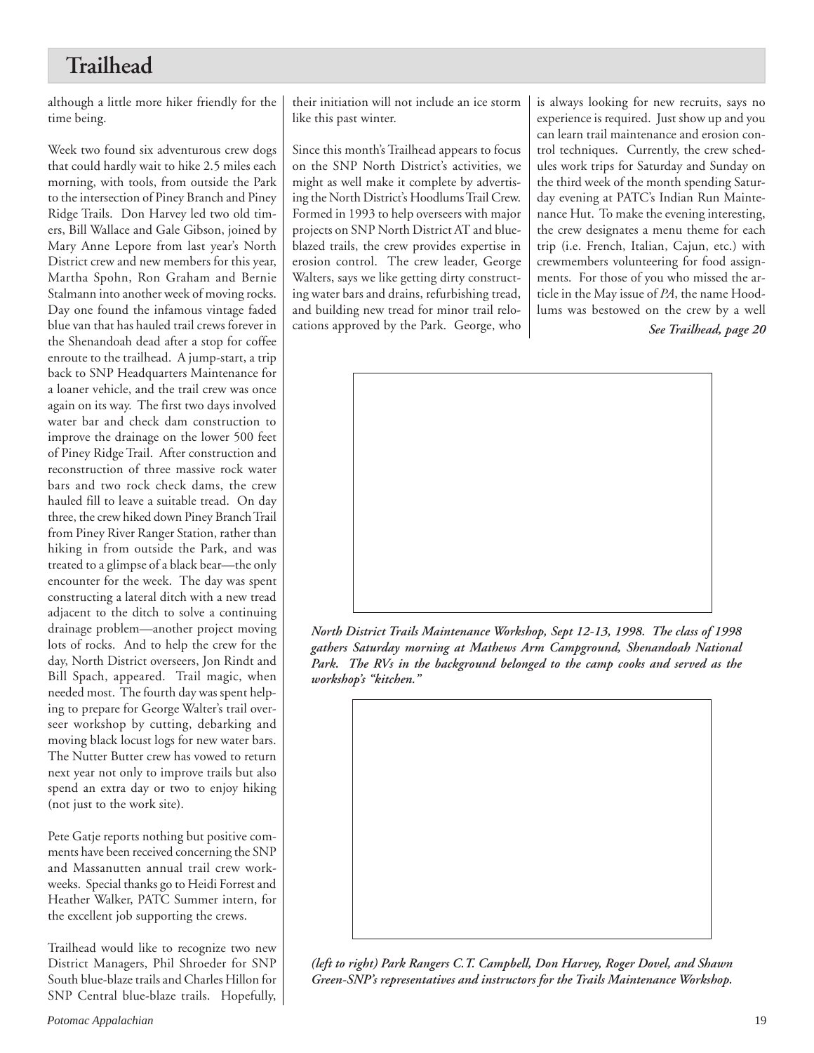# Trailhead

although a little more hiker friendly for the time being.

Week two found six adventurous crew dogs that could hardly wait to hike 2.5 miles each morning, with tools, from outside the Park to the intersection of Piney Branch and Piney Ridge Trails. Don Harvey led two old timers, Bill Wallace and Gale Gibson, joined by Mary Anne Lepore from last year's North District crew and new members for this year, Martha Spohn, Ron Graham and Bernie Stalmann into another week of moving rocks. Day one found the infamous vintage faded blue van that has hauled trail crews forever in the Shenandoah dead after a stop for coffee enroute to the trailhead. A jump-start, a trip back to SNP Headquarters Maintenance for a loaner vehicle, and the trail crew was once again on its way. The first two days involved water bar and check dam construction to improve the drainage on the lower 500 feet of Piney Ridge Trail. After construction and reconstruction of three massive rock water bars and two rock check dams, the crew hauled fill to leave a suitable tread. On day three, the crew hiked down Piney Branch Trail from Piney River Ranger Station, rather than hiking in from outside the Park, and was treated to a glimpse of a black bear—the only encounter for the week. The day was spent constructing a lateral ditch with a new tread adjacent to the ditch to solve a continuing drainage problem—another project moving lots of rocks. And to help the crew for the day, North District overseers, Jon Rindt and Bill Spach, appeared. Trail magic, when needed most. The fourth day was spent helping to prepare for George Walter's trail overseer workshop by cutting, debarking and moving black locust logs for new water bars. The Nutter Butter crew has vowed to return next year not only to improve trails but also spend an extra day or two to enjoy hiking (not just to the work site).

Pete Gatje reports nothing but positive comments have been received concerning the SNP and Massanutten annual trail crew workweeks. Special thanks go to Heidi Forrest and Heather Walker, PATC Summer intern, for the excellent job supporting the crews.

Trailhead would like to recognize two new District Managers, Phil Shroeder for SNP South blue-blaze trails and Charles Hillon for SNP Central blue-blaze trails. Hopefully, their initiation will not include an ice storm like this past winter.

Since this month's Trailhead appears to focus on the SNP North District's activities, we might as well make it complete by advertising the North District's Hoodlums Trail Crew. Formed in 1993 to help overseers with major projects on SNP North District AT and blue-blazed trails, the crew provides expertise in erosion control. The crew leader, George Walters, says we like getting dirty constructing water bars and drains, refurbishing tread, and building new tread for minor trail relocations approved by the Park. George, who is always looking for new recruits, says no experience is required. Just show up and you can learn trail maintenance and erosion control techniques. Currently, the crew schedules work trips for Saturday and Sunday on the third week of the month spending Saturday evening at PATC's Indian Run Maintenance Hut. To make the evening interesting, the crew designates a menu theme for each trip (i.e. French, Italian, Cajun, etc.) with crewmembers volunteering for food assignments. For those of you who missed the article in the May issue of *PA*, the name Hoodlums was bestowed on the crew by a well

***See Trailhead, page 20***

***North District Trails Maintenance Workshop, Sept 12-13, 1998. The class of 1998 gathers Saturday morning at Mathews Arm Campground, Shenandoah National Park. The RVs in the background belonged to the camp cooks and served as the workshop's "kitchen."***

***(left to right) Park Rangers C.T. Campbell, Don Harvey, Roger Dovel, and Shawn Green-SNP's representatives and instructors for the Trails Maintenance Workshop.***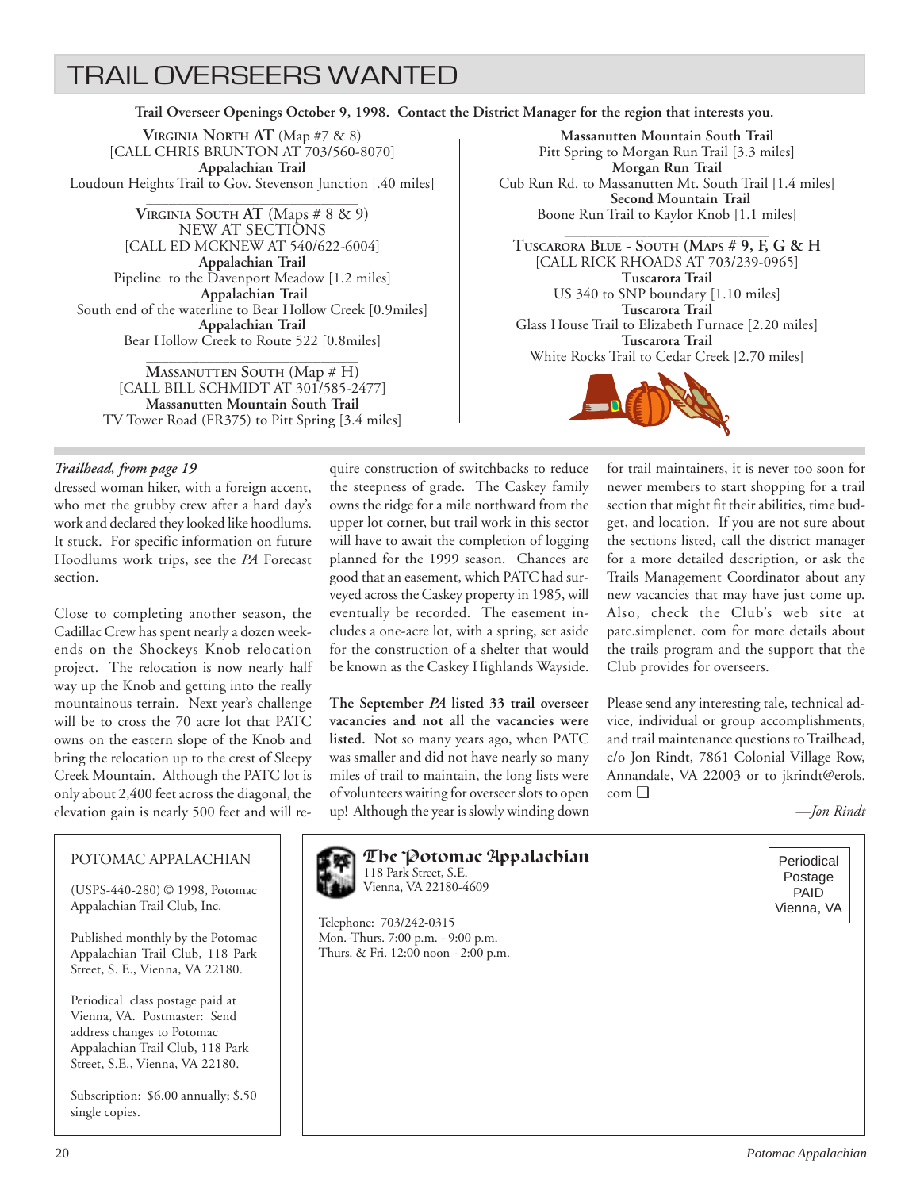# TRAIL OVERSEERS WANTED

**Trail Overseer Openings October 9, 1998. Contact the District Manager for the region that interests you.**

**VIRGINIA NORTH AT** (Map #7 & 8)
[CALL CHRIS BRUNTON AT 703/560-8070]
**Appalachian Trail**
Loudoun Heights Trail to Gov. Stevenson Junction [.40 miles]

**VIRGINIA SOUTH AT** (Maps # 8 & 9)
NEW AT SECTIONS
[CALL ED MCKNEW AT 540/622-6004]
**Appalachian Trail**
Pipeline to the Davenport Meadow [1.2 miles]
**Appalachian Trail**
South end of the waterline to Bear Hollow Creek [0.9miles]
**Appalachian Trail**
Bear Hollow Creek to Route 522 [0.8miles]

**MASSANUTTEN SOUTH** (Map # H)
[CALL BILL SCHMIDT AT 301/585-2477]
**Massanutten Mountain South Trail**
TV Tower Road (FR375) to Pitt Spring [3.4 miles]

**Massanutten Mountain South Trail**
Pitt Spring to Morgan Run Trail [3.3 miles]
**Morgan Run Trail**
Cub Run Rd. to Massanutten Mt. South Trail [1.4 miles]
**Second Mountain Trail**
Boone Run Trail to Kaylor Knob [1.1 miles]

**TUSCARORA BLUE - SOUTH (MAPS # 9, F, G & H**
[CALL RICK RHOADS AT 703/239-0965]
**Tuscarora Trail**
US 340 to SNP boundary [1.10 miles]
**Tuscarora Trail**
Glass House Trail to Elizabeth Furnace [2.20 miles]
**Tuscarora Trail**
White Rocks Trail to Cedar Creek [2.70 miles]

*Trailhead, from page 19*

dressed woman hiker, with a foreign accent, who met the grubby crew after a hard day's work and declared they looked like hoodlums. It stuck. For specific information on future Hoodlums work trips, see the *PA* Forecast section.

Close to completing another season, the Cadillac Crew has spent nearly a dozen weekends on the Shockeys Knob relocation project. The relocation is now nearly half way up the Knob and getting into the really mountainous terrain. Next year's challenge will be to cross the 70 acre lot that PATC owns on the eastern slope of the Knob and bring the relocation up to the crest of Sleepy Creek Mountain. Although the PATC lot is only about 2,400 feet across the diagonal, the elevation gain is nearly 500 feet and will require construction of switchbacks to reduce the steepness of grade. The Caskey family owns the ridge for a mile northward from the upper lot corner, but trail work in this sector will have to await the completion of logging planned for the 1999 season. Chances are good that an easement, which PATC had surveyed across the Caskey property in 1985, will eventually be recorded. The easement includes a one-acre lot, with a spring, set aside for the construction of a shelter that would be known as the Caskey Highlands Wayside.

**The September *PA* listed 33 trail overseer vacancies and not all the vacancies were listed.** Not so many years ago, when PATC was smaller and did not have nearly so many miles of trail to maintain, the long lists were of volunteers waiting for overseer slots to open up! Although the year is slowly winding down for trail maintainers, it is never too soon for newer members to start shopping for a trail section that might fit their abilities, time budget, and location. If you are not sure about the sections listed, call the district manager for a more detailed description, or ask the Trails Management Coordinator about any new vacancies that may have just come up. Also, check the Club's web site at patc.simplenet. com for more details about the trails program and the support that the Club provides for overseers.

Please send any interesting tale, technical advice, individual or group accomplishments, and trail maintenance questions to Trailhead, c/o Jon Rindt, 7861 Colonial Village Row, Annandale, VA 22003 or to jkrindt@erols. com ❑

*—Jon Rindt*

POTOMAC APPALACHIAN

(USPS-440-280) © 1998, Potomac Appalachian Trail Club, Inc.

Published monthly by the Potomac Appalachian Trail Club, 118 Park Street, S. E., Vienna, VA 22180.

Periodical class postage paid at Vienna, VA. Postmaster: Send address changes to Potomac Appalachian Trail Club, 118 Park Street, S.E., Vienna, VA 22180.

Subscription: $6.00 annually; $.50 single copies.

**The Potomac Appalachian**
118 Park Street, S.E.
Vienna, VA 22180-4609

Telephone: 703/242-0315
Mon.-Thurs. 7:00 p.m. - 9:00 p.m.
Thurs. & Fri. 12:00 noon - 2:00 p.m.

Periodical Postage PAID Vienna, VA